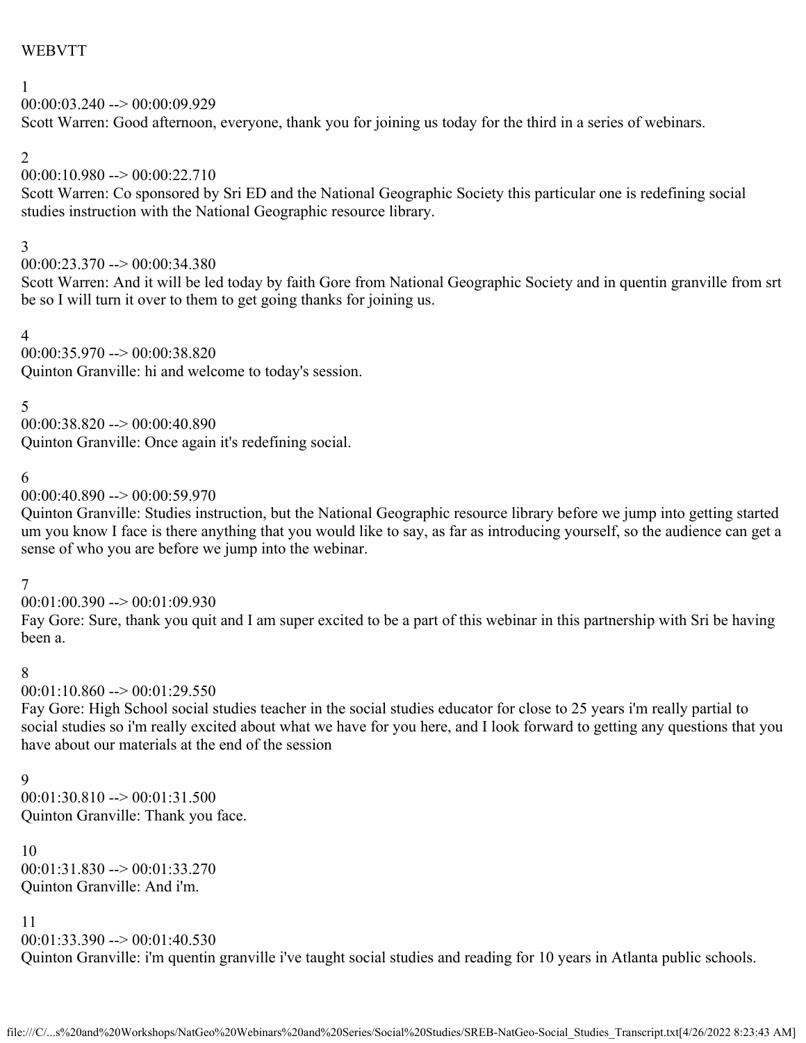WEBVTT

1
00:00:03.240 --> 00:00:09.929
Scott Warren: Good afternoon, everyone, thank you for joining us today for the third in a series of webinars.

2
00:00:10.980 --> 00:00:22.710
Scott Warren: Co sponsored by Sri ED and the National Geographic Society this particular one is redefining social studies instruction with the National Geographic resource library.

3
00:00:23.370 --> 00:00:34.380
Scott Warren: And it will be led today by faith Gore from National Geographic Society and in quentin granville from srt be so I will turn it over to them to get going thanks for joining us.

4
00:00:35.970 --> 00:00:38.820
Quinton Granville: hi and welcome to today's session.

5
00:00:38.820 --> 00:00:40.890
Quinton Granville: Once again it's redefining social.

6
00:00:40.890 --> 00:00:59.970
Quinton Granville: Studies instruction, but the National Geographic resource library before we jump into getting started um you know I face is there anything that you would like to say, as far as introducing yourself, so the audience can get a sense of who you are before we jump into the webinar.

7
00:01:00.390 --> 00:01:09.930
Fay Gore: Sure, thank you quit and I am super excited to be a part of this webinar in this partnership with Sri be having been a.

8
00:01:10.860 --> 00:01:29.550
Fay Gore: High School social studies teacher in the social studies educator for close to 25 years i'm really partial to social studies so i'm really excited about what we have for you here, and I look forward to getting any questions that you have about our materials at the end of the session

9
00:01:30.810 --> 00:01:31.500
Quinton Granville: Thank you face.

10
00:01:31.830 --> 00:01:33.270
Quinton Granville: And i'm.

11
00:01:33.390 --> 00:01:40.530
Quinton Granville: i'm quentin granville i've taught social studies and reading for 10 years in Atlanta public schools.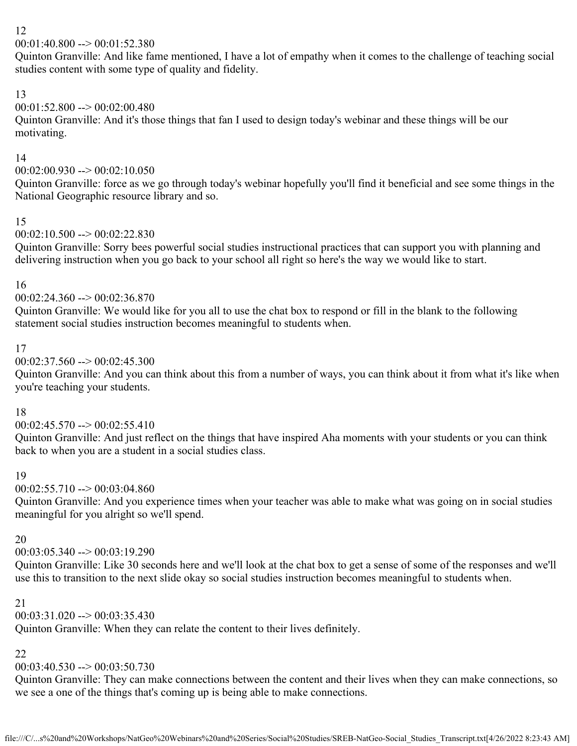12
00:01:40.800 --> 00:01:52.380
Quinton Granville: And like fame mentioned, I have a lot of empathy when it comes to the challenge of teaching social studies content with some type of quality and fidelity.

13
00:01:52.800 --> 00:02:00.480
Quinton Granville: And it's those things that fan I used to design today's webinar and these things will be our motivating.

14
00:02:00.930 --> 00:02:10.050
Quinton Granville: force as we go through today's webinar hopefully you'll find it beneficial and see some things in the National Geographic resource library and so.

15
00:02:10.500 --> 00:02:22.830
Quinton Granville: Sorry bees powerful social studies instructional practices that can support you with planning and delivering instruction when you go back to your school all right so here's the way we would like to start.

16
00:02:24.360 --> 00:02:36.870
Quinton Granville: We would like for you all to use the chat box to respond or fill in the blank to the following statement social studies instruction becomes meaningful to students when.

17
00:02:37.560 --> 00:02:45.300
Quinton Granville: And you can think about this from a number of ways, you can think about it from what it's like when you're teaching your students.

18
00:02:45.570 --> 00:02:55.410
Quinton Granville: And just reflect on the things that have inspired Aha moments with your students or you can think back to when you are a student in a social studies class.

19
00:02:55.710 --> 00:03:04.860
Quinton Granville: And you experience times when your teacher was able to make what was going on in social studies meaningful for you alright so we'll spend.

20
00:03:05.340 --> 00:03:19.290
Quinton Granville: Like 30 seconds here and we'll look at the chat box to get a sense of some of the responses and we'll use this to transition to the next slide okay so social studies instruction becomes meaningful to students when.

21
00:03:31.020 --> 00:03:35.430
Quinton Granville: When they can relate the content to their lives definitely.

22
00:03:40.530 --> 00:03:50.730
Quinton Granville: They can make connections between the content and their lives when they can make connections, so we see a one of the things that's coming up is being able to make connections.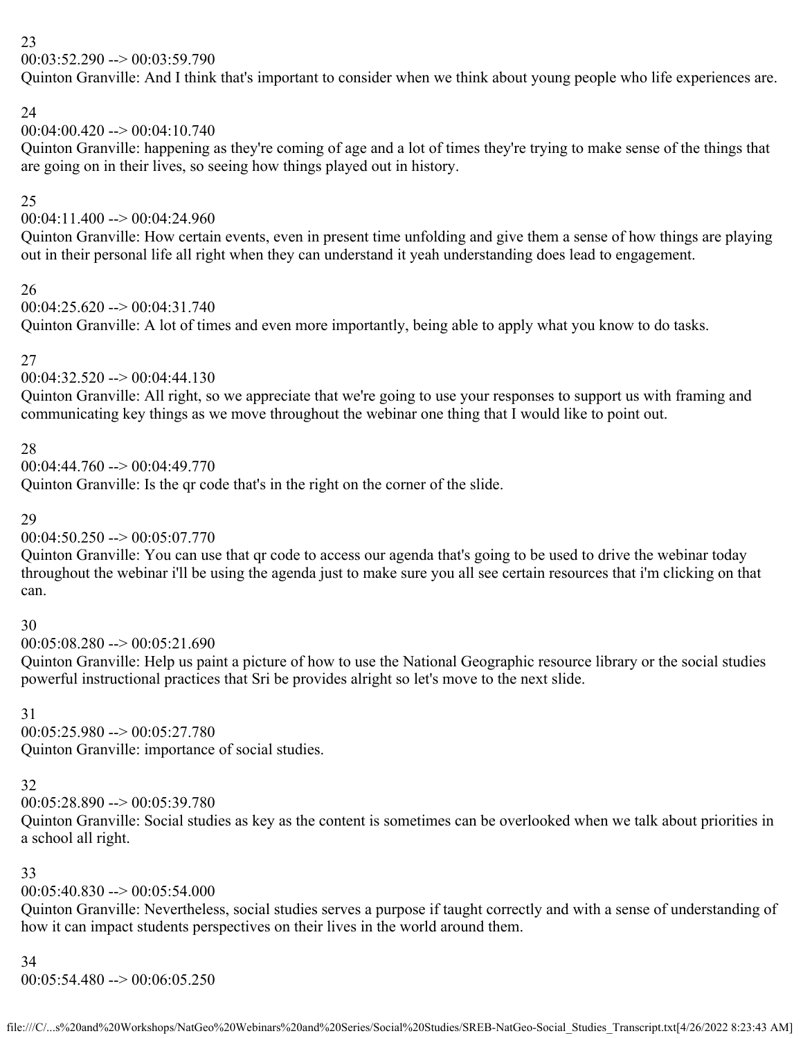23
00:03:52.290 --> 00:03:59.790
Quinton Granville: And I think that's important to consider when we think about young people who life experiences are.

24
00:04:00.420 --> 00:04:10.740
Quinton Granville: happening as they're coming of age and a lot of times they're trying to make sense of the things that are going on in their lives, so seeing how things played out in history.

25
00:04:11.400 --> 00:04:24.960
Quinton Granville: How certain events, even in present time unfolding and give them a sense of how things are playing out in their personal life all right when they can understand it yeah understanding does lead to engagement.

26
00:04:25.620 --> 00:04:31.740
Quinton Granville: A lot of times and even more importantly, being able to apply what you know to do tasks.

27
00:04:32.520 --> 00:04:44.130
Quinton Granville: All right, so we appreciate that we're going to use your responses to support us with framing and communicating key things as we move throughout the webinar one thing that I would like to point out.

28
00:04:44.760 --> 00:04:49.770
Quinton Granville: Is the qr code that's in the right on the corner of the slide.

29
00:04:50.250 --> 00:05:07.770
Quinton Granville: You can use that qr code to access our agenda that's going to be used to drive the webinar today throughout the webinar i'll be using the agenda just to make sure you all see certain resources that i'm clicking on that can.

30
00:05:08.280 --> 00:05:21.690
Quinton Granville: Help us paint a picture of how to use the National Geographic resource library or the social studies powerful instructional practices that Sri be provides alright so let's move to the next slide.

31
00:05:25.980 --> 00:05:27.780
Quinton Granville: importance of social studies.

32
00:05:28.890 --> 00:05:39.780
Quinton Granville: Social studies as key as the content is sometimes can be overlooked when we talk about priorities in a school all right.

33
00:05:40.830 --> 00:05:54.000
Quinton Granville: Nevertheless, social studies serves a purpose if taught correctly and with a sense of understanding of how it can impact students perspectives on their lives in the world around them.

34
00:05:54.480 --> 00:06:05.250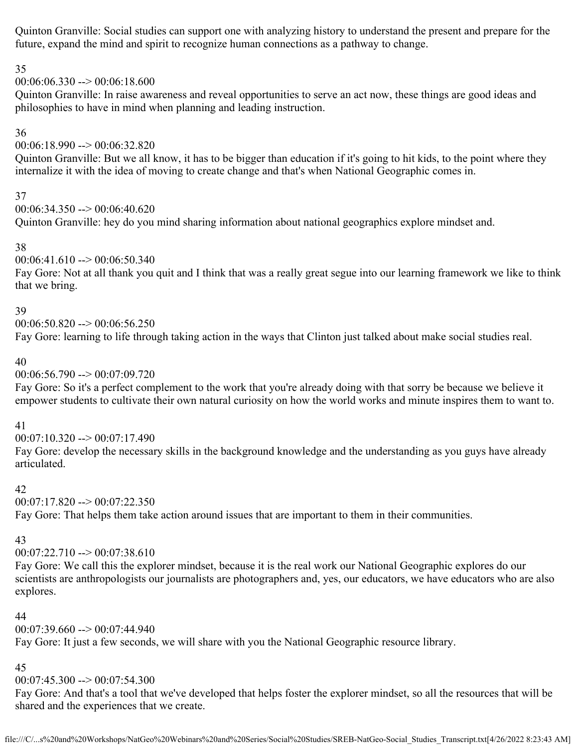Quinton Granville: Social studies can support one with analyzing history to understand the present and prepare for the future, expand the mind and spirit to recognize human connections as a pathway to change.

35
00:06:06.330 --> 00:06:18.600
Quinton Granville: In raise awareness and reveal opportunities to serve an act now, these things are good ideas and philosophies to have in mind when planning and leading instruction.

36
00:06:18.990 --> 00:06:32.820
Quinton Granville: But we all know, it has to be bigger than education if it's going to hit kids, to the point where they internalize it with the idea of moving to create change and that's when National Geographic comes in.

37
00:06:34.350 --> 00:06:40.620
Quinton Granville: hey do you mind sharing information about national geographics explore mindset and.

38
00:06:41.610 --> 00:06:50.340
Fay Gore: Not at all thank you quit and I think that was a really great segue into our learning framework we like to think that we bring.

39
00:06:50.820 --> 00:06:56.250
Fay Gore: learning to life through taking action in the ways that Clinton just talked about make social studies real.

40
00:06:56.790 --> 00:07:09.720
Fay Gore: So it's a perfect complement to the work that you're already doing with that sorry be because we believe it empower students to cultivate their own natural curiosity on how the world works and minute inspires them to want to.

41
00:07:10.320 --> 00:07:17.490
Fay Gore: develop the necessary skills in the background knowledge and the understanding as you guys have already articulated.

42
00:07:17.820 --> 00:07:22.350
Fay Gore: That helps them take action around issues that are important to them in their communities.

43
00:07:22.710 --> 00:07:38.610
Fay Gore: We call this the explorer mindset, because it is the real work our National Geographic explores do our scientists are anthropologists our journalists are photographers and, yes, our educators, we have educators who are also explores.

44
00:07:39.660 --> 00:07:44.940
Fay Gore: It just a few seconds, we will share with you the National Geographic resource library.

45
00:07:45.300 --> 00:07:54.300
Fay Gore: And that's a tool that we've developed that helps foster the explorer mindset, so all the resources that will be shared and the experiences that we create.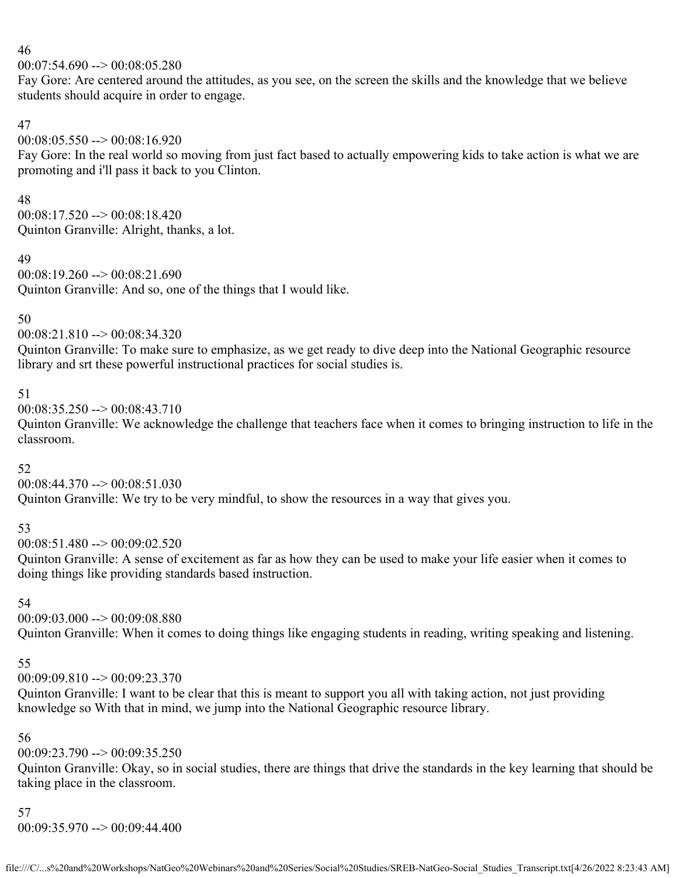46
00:07:54.690 --> 00:08:05.280
Fay Gore: Are centered around the attitudes, as you see, on the screen the skills and the knowledge that we believe students should acquire in order to engage.

47
00:08:05.550 --> 00:08:16.920
Fay Gore: In the real world so moving from just fact based to actually empowering kids to take action is what we are promoting and i'll pass it back to you Clinton.

48
00:08:17.520 --> 00:08:18.420
Quinton Granville: Alright, thanks, a lot.

49
00:08:19.260 --> 00:08:21.690
Quinton Granville: And so, one of the things that I would like.

50
00:08:21.810 --> 00:08:34.320
Quinton Granville: To make sure to emphasize, as we get ready to dive deep into the National Geographic resource library and srt these powerful instructional practices for social studies is.

51
00:08:35.250 --> 00:08:43.710
Quinton Granville: We acknowledge the challenge that teachers face when it comes to bringing instruction to life in the classroom.

52
00:08:44.370 --> 00:08:51.030
Quinton Granville: We try to be very mindful, to show the resources in a way that gives you.

53
00:08:51.480 --> 00:09:02.520
Quinton Granville: A sense of excitement as far as how they can be used to make your life easier when it comes to doing things like providing standards based instruction.

54
00:09:03.000 --> 00:09:08.880
Quinton Granville: When it comes to doing things like engaging students in reading, writing speaking and listening.

55
00:09:09.810 --> 00:09:23.370
Quinton Granville: I want to be clear that this is meant to support you all with taking action, not just providing knowledge so With that in mind, we jump into the National Geographic resource library.

56
00:09:23.790 --> 00:09:35.250
Quinton Granville: Okay, so in social studies, there are things that drive the standards in the key learning that should be taking place in the classroom.

57
00:09:35.970 --> 00:09:44.400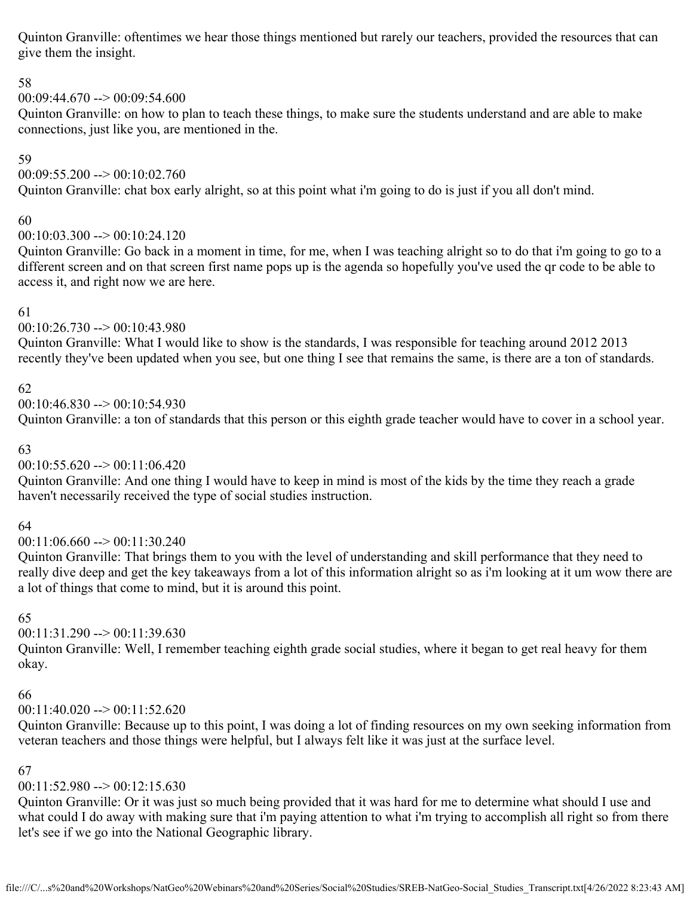Quinton Granville: oftentimes we hear those things mentioned but rarely our teachers, provided the resources that can give them the insight.

58
00:09:44.670 --> 00:09:54.600
Quinton Granville: on how to plan to teach these things, to make sure the students understand and are able to make connections, just like you, are mentioned in the.

59
00:09:55.200 --> 00:10:02.760
Quinton Granville: chat box early alright, so at this point what i'm going to do is just if you all don't mind.

60
00:10:03.300 --> 00:10:24.120
Quinton Granville: Go back in a moment in time, for me, when I was teaching alright so to do that i'm going to go to a different screen and on that screen first name pops up is the agenda so hopefully you've used the qr code to be able to access it, and right now we are here.

61
00:10:26.730 --> 00:10:43.980
Quinton Granville: What I would like to show is the standards, I was responsible for teaching around 2012 2013 recently they've been updated when you see, but one thing I see that remains the same, is there are a ton of standards.

62
00:10:46.830 --> 00:10:54.930
Quinton Granville: a ton of standards that this person or this eighth grade teacher would have to cover in a school year.

63
00:10:55.620 --> 00:11:06.420
Quinton Granville: And one thing I would have to keep in mind is most of the kids by the time they reach a grade haven't necessarily received the type of social studies instruction.

64
00:11:06.660 --> 00:11:30.240
Quinton Granville: That brings them to you with the level of understanding and skill performance that they need to really dive deep and get the key takeaways from a lot of this information alright so as i'm looking at it um wow there are a lot of things that come to mind, but it is around this point.

65
00:11:31.290 --> 00:11:39.630
Quinton Granville: Well, I remember teaching eighth grade social studies, where it began to get real heavy for them okay.

66
00:11:40.020 --> 00:11:52.620
Quinton Granville: Because up to this point, I was doing a lot of finding resources on my own seeking information from veteran teachers and those things were helpful, but I always felt like it was just at the surface level.

67
00:11:52.980 --> 00:12:15.630
Quinton Granville: Or it was just so much being provided that it was hard for me to determine what should I use and what could I do away with making sure that i'm paying attention to what i'm trying to accomplish all right so from there let's see if we go into the National Geographic library.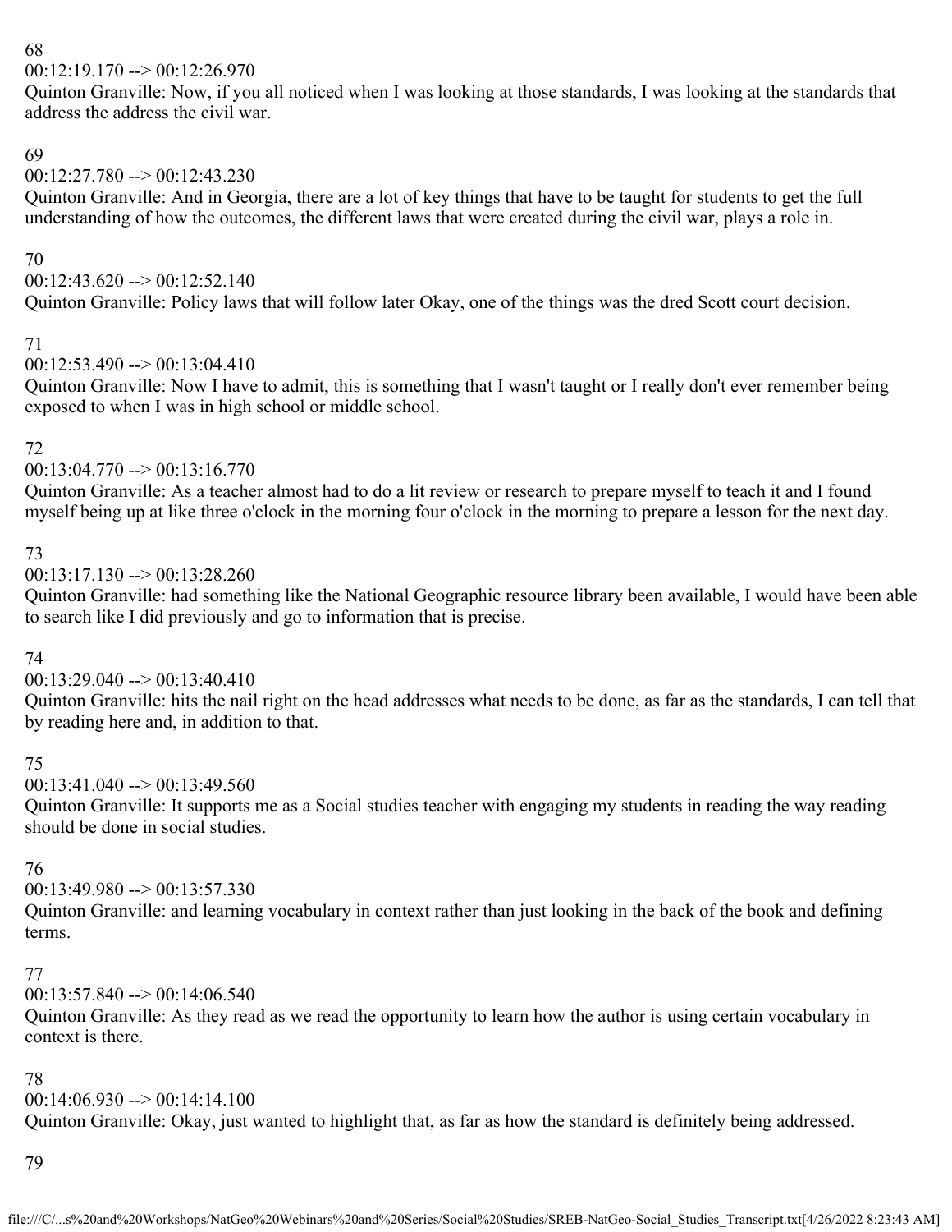68
00:12:19.170 --> 00:12:26.970
Quinton Granville: Now, if you all noticed when I was looking at those standards, I was looking at the standards that address the address the civil war.

69
00:12:27.780 --> 00:12:43.230
Quinton Granville: And in Georgia, there are a lot of key things that have to be taught for students to get the full understanding of how the outcomes, the different laws that were created during the civil war, plays a role in.

70
00:12:43.620 --> 00:12:52.140
Quinton Granville: Policy laws that will follow later Okay, one of the things was the dred Scott court decision.

71
00:12:53.490 --> 00:13:04.410
Quinton Granville: Now I have to admit, this is something that I wasn't taught or I really don't ever remember being exposed to when I was in high school or middle school.

72
00:13:04.770 --> 00:13:16.770
Quinton Granville: As a teacher almost had to do a lit review or research to prepare myself to teach it and I found myself being up at like three o'clock in the morning four o'clock in the morning to prepare a lesson for the next day.

73
00:13:17.130 --> 00:13:28.260
Quinton Granville: had something like the National Geographic resource library been available, I would have been able to search like I did previously and go to information that is precise.

74
00:13:29.040 --> 00:13:40.410
Quinton Granville: hits the nail right on the head addresses what needs to be done, as far as the standards, I can tell that by reading here and, in addition to that.

75
00:13:41.040 --> 00:13:49.560
Quinton Granville: It supports me as a Social studies teacher with engaging my students in reading the way reading should be done in social studies.

76
00:13:49.980 --> 00:13:57.330
Quinton Granville: and learning vocabulary in context rather than just looking in the back of the book and defining terms.

77
00:13:57.840 --> 00:14:06.540
Quinton Granville: As they read as we read the opportunity to learn how the author is using certain vocabulary in context is there.

78
00:14:06.930 --> 00:14:14.100
Quinton Granville: Okay, just wanted to highlight that, as far as how the standard is definitely being addressed.

79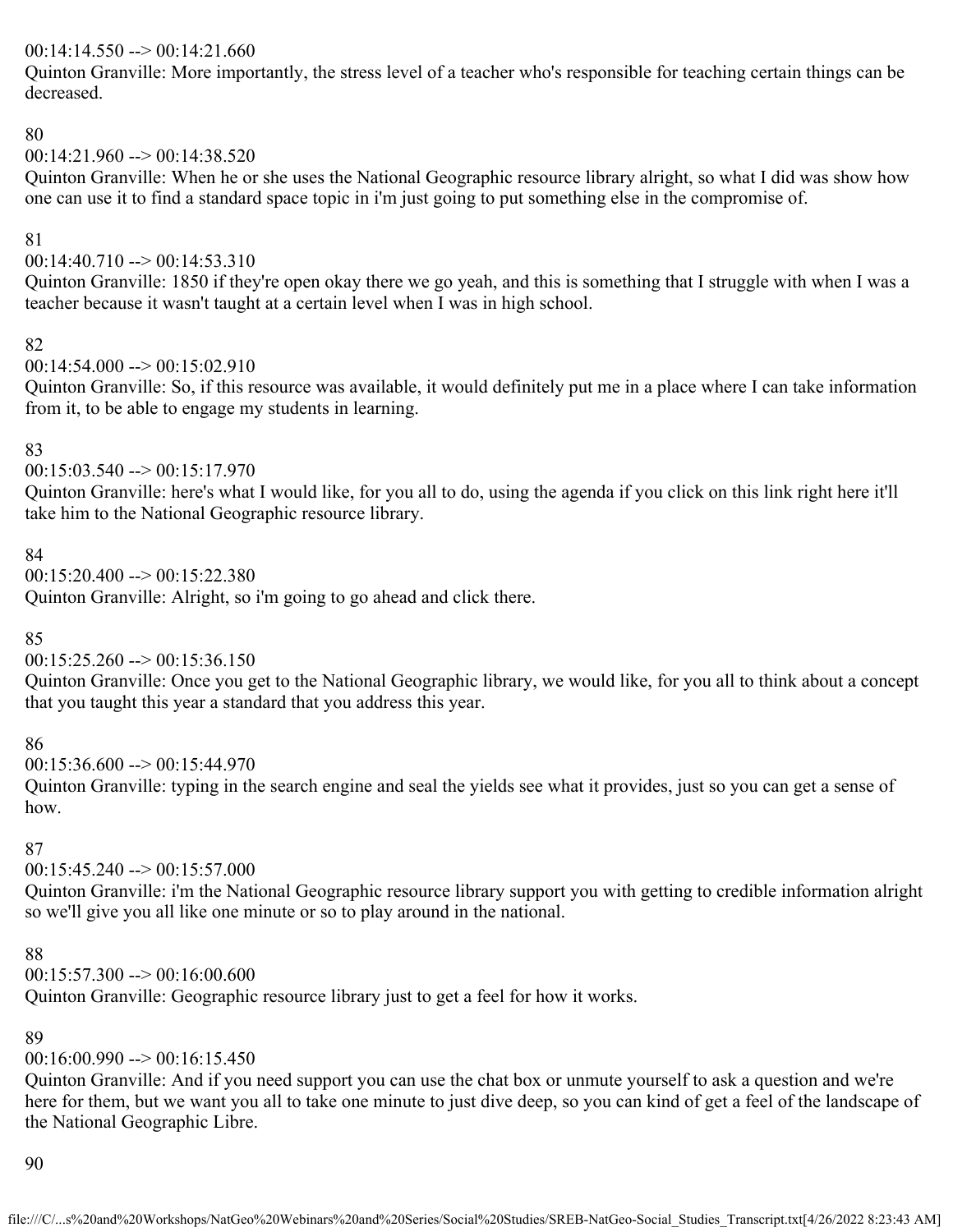00:14:14.550 --> 00:14:21.660
Quinton Granville: More importantly, the stress level of a teacher who's responsible for teaching certain things can be decreased.

80
00:14:21.960 --> 00:14:38.520
Quinton Granville: When he or she uses the National Geographic resource library alright, so what I did was show how one can use it to find a standard space topic in i'm just going to put something else in the compromise of.

81
00:14:40.710 --> 00:14:53.310
Quinton Granville: 1850 if they're open okay there we go yeah, and this is something that I struggle with when I was a teacher because it wasn't taught at a certain level when I was in high school.

82
00:14:54.000 --> 00:15:02.910
Quinton Granville: So, if this resource was available, it would definitely put me in a place where I can take information from it, to be able to engage my students in learning.

83
00:15:03.540 --> 00:15:17.970
Quinton Granville: here's what I would like, for you all to do, using the agenda if you click on this link right here it'll take him to the National Geographic resource library.

84
00:15:20.400 --> 00:15:22.380
Quinton Granville: Alright, so i'm going to go ahead and click there.

85
00:15:25.260 --> 00:15:36.150
Quinton Granville: Once you get to the National Geographic library, we would like, for you all to think about a concept that you taught this year a standard that you address this year.

86
00:15:36.600 --> 00:15:44.970
Quinton Granville: typing in the search engine and seal the yields see what it provides, just so you can get a sense of how.

87
00:15:45.240 --> 00:15:57.000
Quinton Granville: i'm the National Geographic resource library support you with getting to credible information alright so we'll give you all like one minute or so to play around in the national.

88
00:15:57.300 --> 00:16:00.600
Quinton Granville: Geographic resource library just to get a feel for how it works.

89
00:16:00.990 --> 00:16:15.450
Quinton Granville: And if you need support you can use the chat box or unmute yourself to ask a question and we're here for them, but we want you all to take one minute to just dive deep, so you can kind of get a feel of the landscape of the National Geographic Libre.

90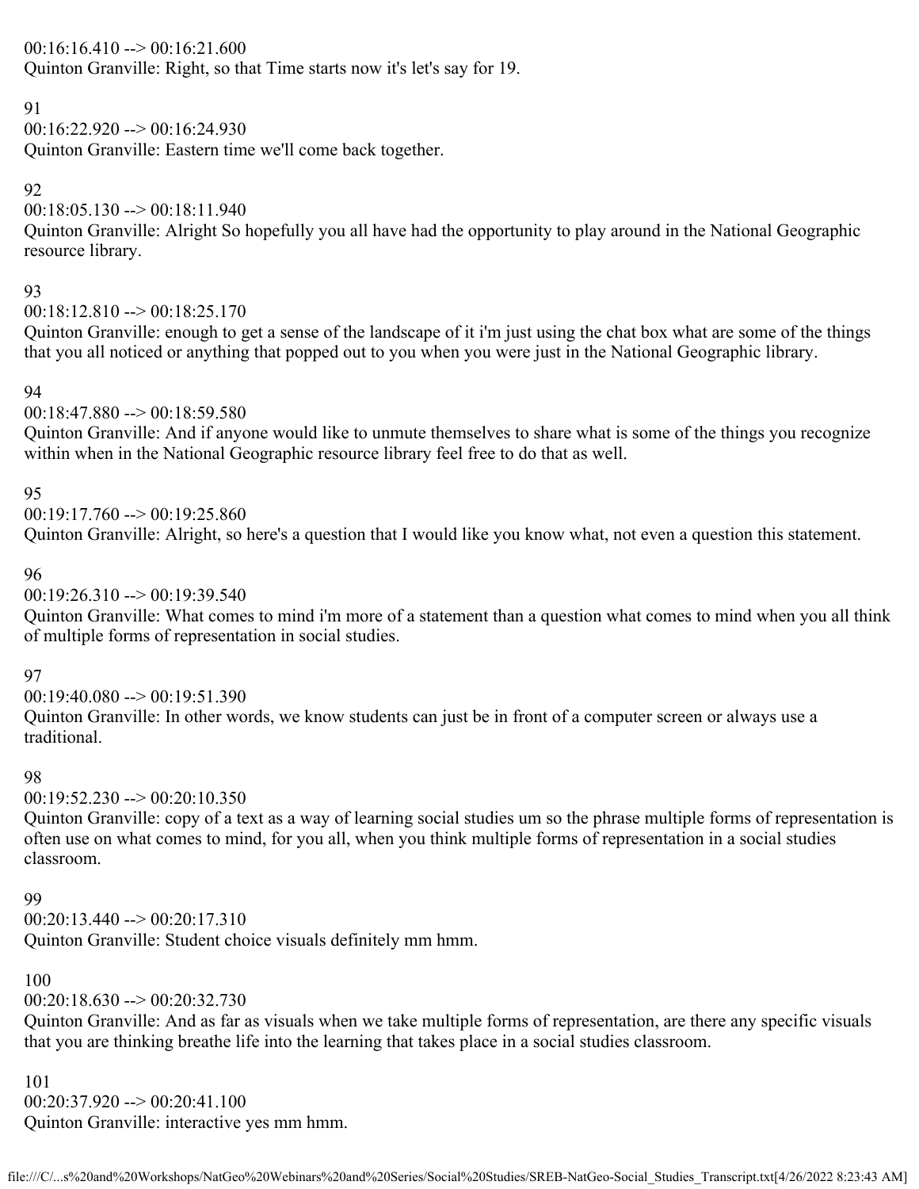00:16:16.410 --> 00:16:21.600
Quinton Granville: Right, so that Time starts now it's let's say for 19.

91
00:16:22.920 --> 00:16:24.930
Quinton Granville: Eastern time we'll come back together.

92
00:18:05.130 --> 00:18:11.940
Quinton Granville: Alright So hopefully you all have had the opportunity to play around in the National Geographic resource library.

93
00:18:12.810 --> 00:18:25.170
Quinton Granville: enough to get a sense of the landscape of it i'm just using the chat box what are some of the things that you all noticed or anything that popped out to you when you were just in the National Geographic library.

94
00:18:47.880 --> 00:18:59.580
Quinton Granville: And if anyone would like to unmute themselves to share what is some of the things you recognize within when in the National Geographic resource library feel free to do that as well.

95
00:19:17.760 --> 00:19:25.860
Quinton Granville: Alright, so here's a question that I would like you know what, not even a question this statement.

96
00:19:26.310 --> 00:19:39.540
Quinton Granville: What comes to mind i'm more of a statement than a question what comes to mind when you all think of multiple forms of representation in social studies.

97
00:19:40.080 --> 00:19:51.390
Quinton Granville: In other words, we know students can just be in front of a computer screen or always use a traditional.

98
00:19:52.230 --> 00:20:10.350
Quinton Granville: copy of a text as a way of learning social studies um so the phrase multiple forms of representation is often use on what comes to mind, for you all, when you think multiple forms of representation in a social studies classroom.

99
00:20:13.440 --> 00:20:17.310
Quinton Granville: Student choice visuals definitely mm hmm.

100
00:20:18.630 --> 00:20:32.730
Quinton Granville: And as far as visuals when we take multiple forms of representation, are there any specific visuals that you are thinking breathe life into the learning that takes place in a social studies classroom.

101
00:20:37.920 --> 00:20:41.100
Quinton Granville: interactive yes mm hmm.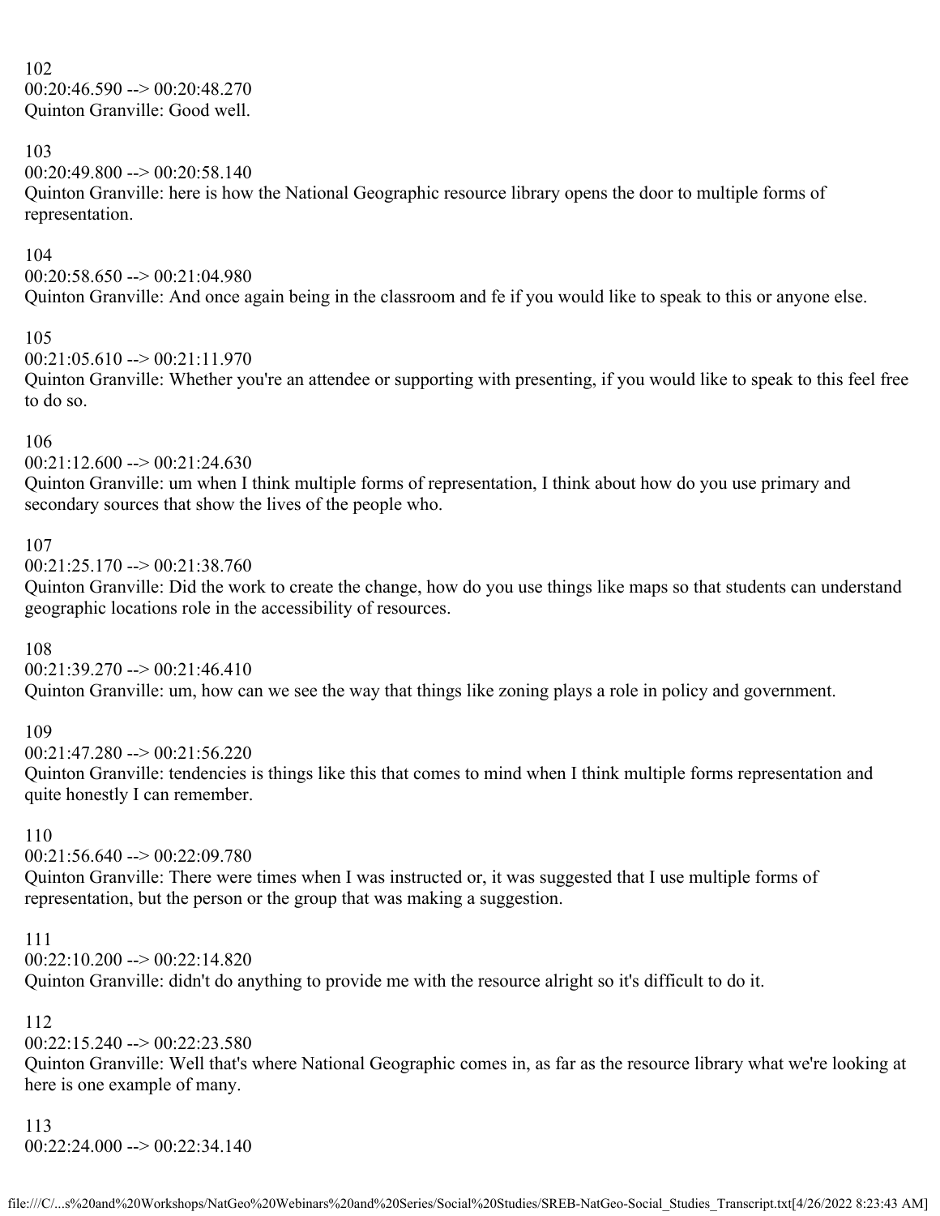102
00:20:46.590 --> 00:20:48.270
Quinton Granville: Good well.

103
00:20:49.800 --> 00:20:58.140
Quinton Granville: here is how the National Geographic resource library opens the door to multiple forms of representation.

104
00:20:58.650 --> 00:21:04.980
Quinton Granville: And once again being in the classroom and fe if you would like to speak to this or anyone else.

105
00:21:05.610 --> 00:21:11.970
Quinton Granville: Whether you're an attendee or supporting with presenting, if you would like to speak to this feel free to do so.

106
00:21:12.600 --> 00:21:24.630
Quinton Granville: um when I think multiple forms of representation, I think about how do you use primary and secondary sources that show the lives of the people who.

107
00:21:25.170 --> 00:21:38.760
Quinton Granville: Did the work to create the change, how do you use things like maps so that students can understand geographic locations role in the accessibility of resources.

108
00:21:39.270 --> 00:21:46.410
Quinton Granville: um, how can we see the way that things like zoning plays a role in policy and government.

109
00:21:47.280 --> 00:21:56.220
Quinton Granville: tendencies is things like this that comes to mind when I think multiple forms representation and quite honestly I can remember.

110
00:21:56.640 --> 00:22:09.780
Quinton Granville: There were times when I was instructed or, it was suggested that I use multiple forms of representation, but the person or the group that was making a suggestion.

111
00:22:10.200 --> 00:22:14.820
Quinton Granville: didn't do anything to provide me with the resource alright so it's difficult to do it.

112
00:22:15.240 --> 00:22:23.580
Quinton Granville: Well that's where National Geographic comes in, as far as the resource library what we're looking at here is one example of many.

113
00:22:24.000 --> 00:22:34.140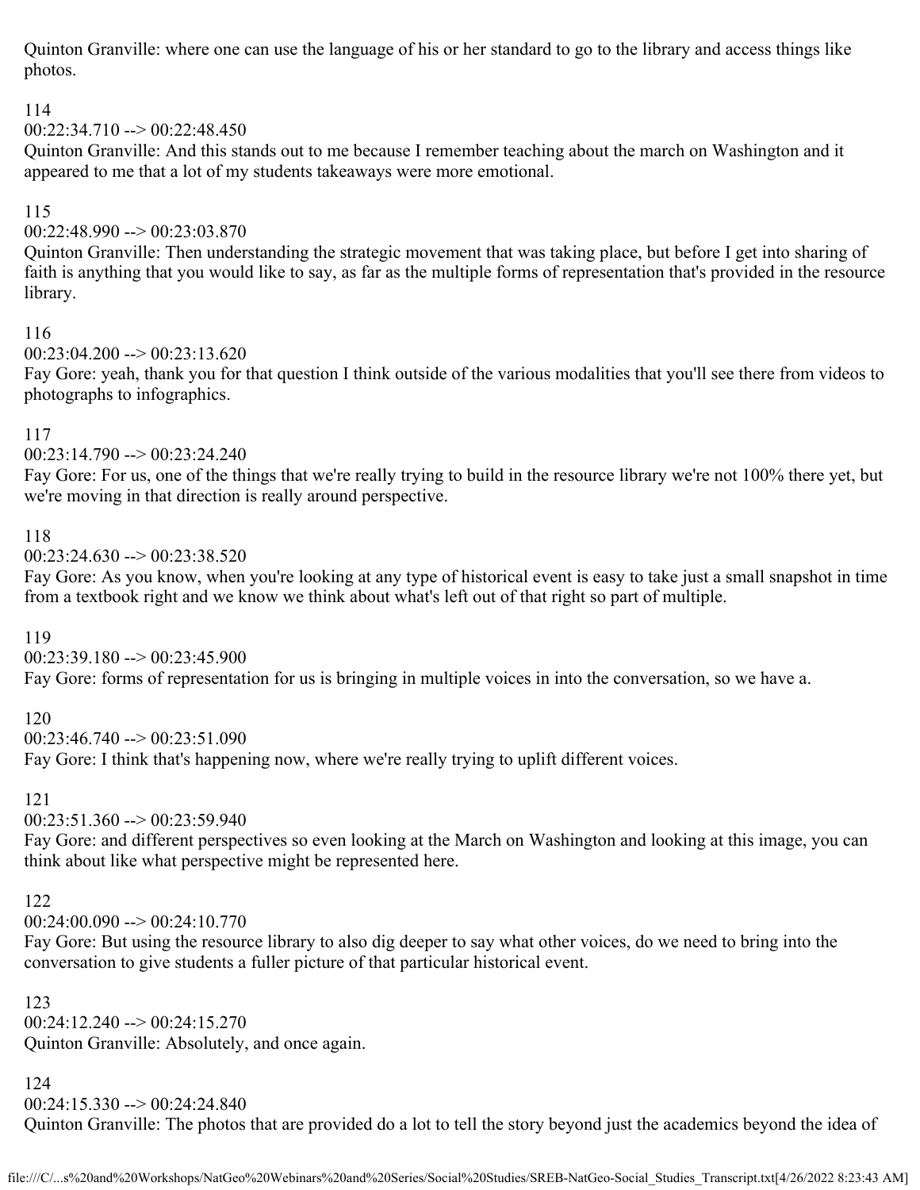Quinton Granville: where one can use the language of his or her standard to go to the library and access things like photos.

114
00:22:34.710 --> 00:22:48.450
Quinton Granville: And this stands out to me because I remember teaching about the march on Washington and it appeared to me that a lot of my students takeaways were more emotional.

115
00:22:48.990 --> 00:23:03.870
Quinton Granville: Then understanding the strategic movement that was taking place, but before I get into sharing of faith is anything that you would like to say, as far as the multiple forms of representation that's provided in the resource library.

116
00:23:04.200 --> 00:23:13.620
Fay Gore: yeah, thank you for that question I think outside of the various modalities that you'll see there from videos to photographs to infographics.

117
00:23:14.790 --> 00:23:24.240
Fay Gore: For us, one of the things that we're really trying to build in the resource library we're not 100% there yet, but we're moving in that direction is really around perspective.

118
00:23:24.630 --> 00:23:38.520
Fay Gore: As you know, when you're looking at any type of historical event is easy to take just a small snapshot in time from a textbook right and we know we think about what's left out of that right so part of multiple.

119
00:23:39.180 --> 00:23:45.900
Fay Gore: forms of representation for us is bringing in multiple voices in into the conversation, so we have a.

120
00:23:46.740 --> 00:23:51.090
Fay Gore: I think that's happening now, where we're really trying to uplift different voices.

121
00:23:51.360 --> 00:23:59.940
Fay Gore: and different perspectives so even looking at the March on Washington and looking at this image, you can think about like what perspective might be represented here.

122
00:24:00.090 --> 00:24:10.770
Fay Gore: But using the resource library to also dig deeper to say what other voices, do we need to bring into the conversation to give students a fuller picture of that particular historical event.

123
00:24:12.240 --> 00:24:15.270
Quinton Granville: Absolutely, and once again.

124
00:24:15.330 --> 00:24:24.840
Quinton Granville: The photos that are provided do a lot to tell the story beyond just the academics beyond the idea of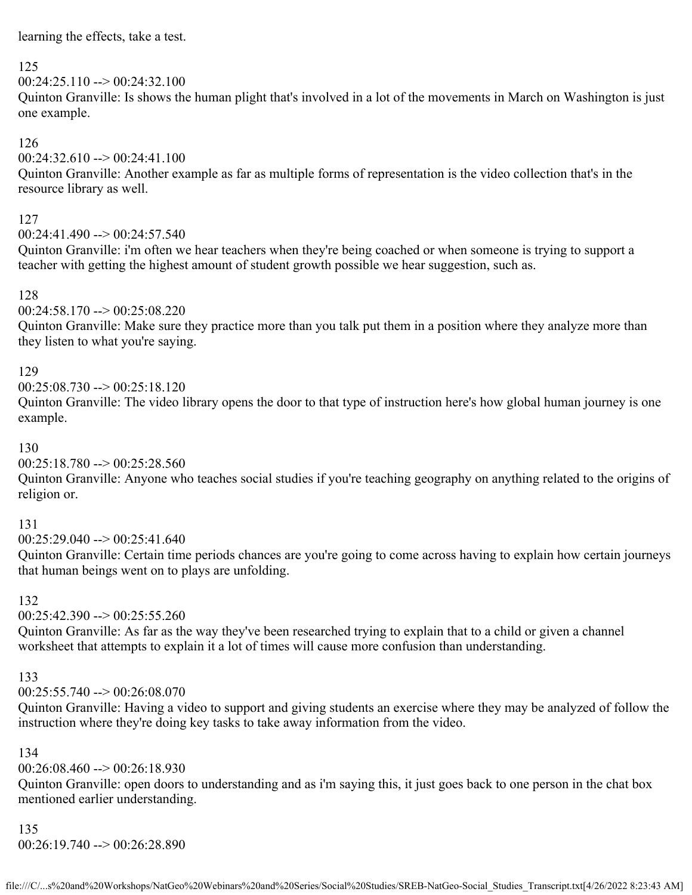learning the effects, take a test.

125
00:24:25.110 --> 00:24:32.100
Quinton Granville: Is shows the human plight that's involved in a lot of the movements in March on Washington is just one example.

126
00:24:32.610 --> 00:24:41.100
Quinton Granville: Another example as far as multiple forms of representation is the video collection that's in the resource library as well.

127
00:24:41.490 --> 00:24:57.540
Quinton Granville: i'm often we hear teachers when they're being coached or when someone is trying to support a teacher with getting the highest amount of student growth possible we hear suggestion, such as.

128
00:24:58.170 --> 00:25:08.220
Quinton Granville: Make sure they practice more than you talk put them in a position where they analyze more than they listen to what you're saying.

129
00:25:08.730 --> 00:25:18.120
Quinton Granville: The video library opens the door to that type of instruction here's how global human journey is one example.

130
00:25:18.780 --> 00:25:28.560
Quinton Granville: Anyone who teaches social studies if you're teaching geography on anything related to the origins of religion or.

131
00:25:29.040 --> 00:25:41.640
Quinton Granville: Certain time periods chances are you're going to come across having to explain how certain journeys that human beings went on to plays are unfolding.

132
00:25:42.390 --> 00:25:55.260
Quinton Granville: As far as the way they've been researched trying to explain that to a child or given a channel worksheet that attempts to explain it a lot of times will cause more confusion than understanding.

133
00:25:55.740 --> 00:26:08.070
Quinton Granville: Having a video to support and giving students an exercise where they may be analyzed of follow the instruction where they're doing key tasks to take away information from the video.

134
00:26:08.460 --> 00:26:18.930
Quinton Granville: open doors to understanding and as i'm saying this, it just goes back to one person in the chat box mentioned earlier understanding.

135
00:26:19.740 --> 00:26:28.890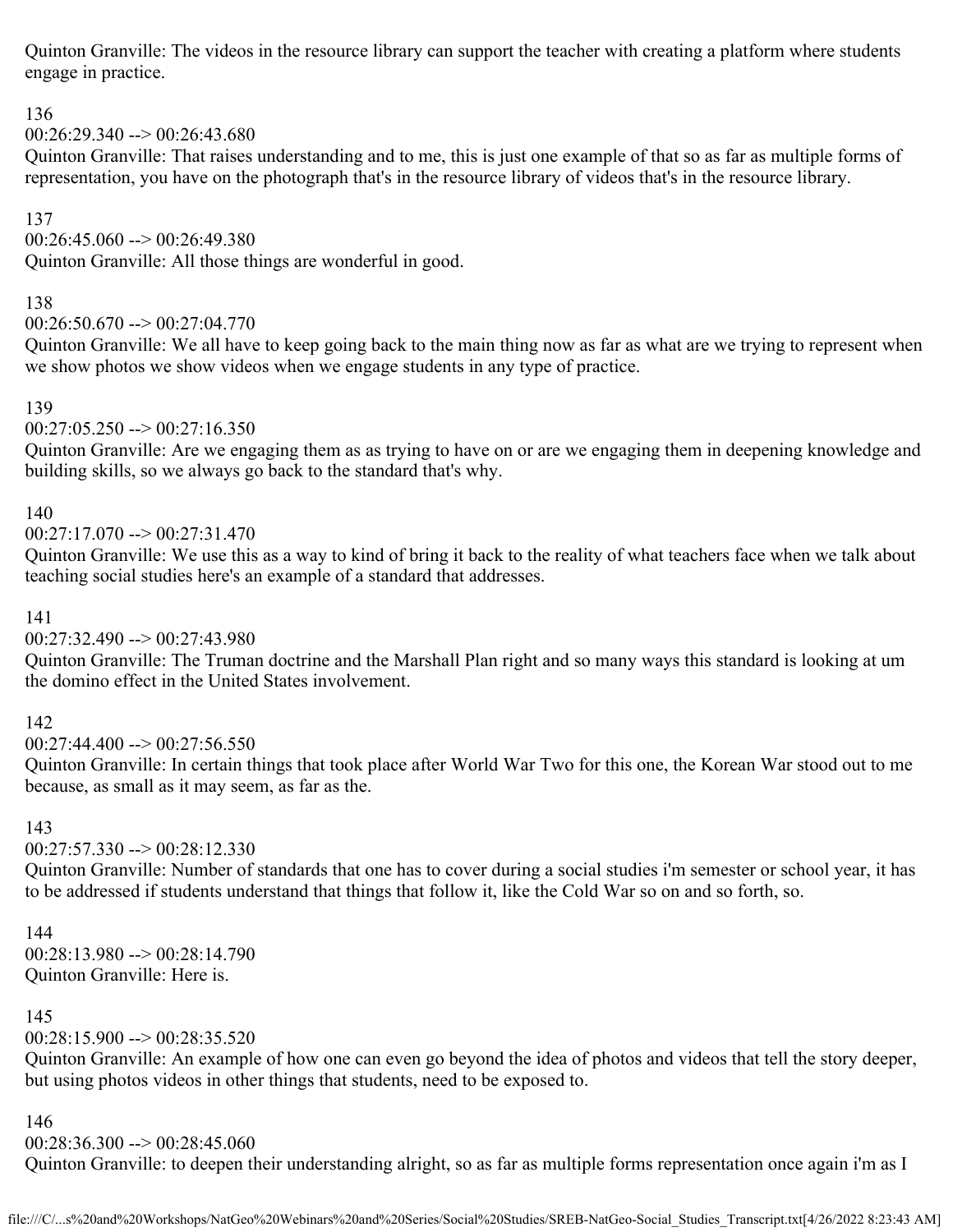Quinton Granville: The videos in the resource library can support the teacher with creating a platform where students engage in practice.

136
00:26:29.340 --> 00:26:43.680
Quinton Granville: That raises understanding and to me, this is just one example of that so as far as multiple forms of representation, you have on the photograph that's in the resource library of videos that's in the resource library.

137
00:26:45.060 --> 00:26:49.380
Quinton Granville: All those things are wonderful in good.

138
00:26:50.670 --> 00:27:04.770
Quinton Granville: We all have to keep going back to the main thing now as far as what are we trying to represent when we show photos we show videos when we engage students in any type of practice.

139
00:27:05.250 --> 00:27:16.350
Quinton Granville: Are we engaging them as as trying to have on or are we engaging them in deepening knowledge and building skills, so we always go back to the standard that's why.

140
00:27:17.070 --> 00:27:31.470
Quinton Granville: We use this as a way to kind of bring it back to the reality of what teachers face when we talk about teaching social studies here's an example of a standard that addresses.

141
00:27:32.490 --> 00:27:43.980
Quinton Granville: The Truman doctrine and the Marshall Plan right and so many ways this standard is looking at um the domino effect in the United States involvement.

142
00:27:44.400 --> 00:27:56.550
Quinton Granville: In certain things that took place after World War Two for this one, the Korean War stood out to me because, as small as it may seem, as far as the.

143
00:27:57.330 --> 00:28:12.330
Quinton Granville: Number of standards that one has to cover during a social studies i'm semester or school year, it has to be addressed if students understand that things that follow it, like the Cold War so on and so forth, so.

144
00:28:13.980 --> 00:28:14.790
Quinton Granville: Here is.

145
00:28:15.900 --> 00:28:35.520
Quinton Granville: An example of how one can even go beyond the idea of photos and videos that tell the story deeper, but using photos videos in other things that students, need to be exposed to.

146
00:28:36.300 --> 00:28:45.060
Quinton Granville: to deepen their understanding alright, so as far as multiple forms representation once again i'm as I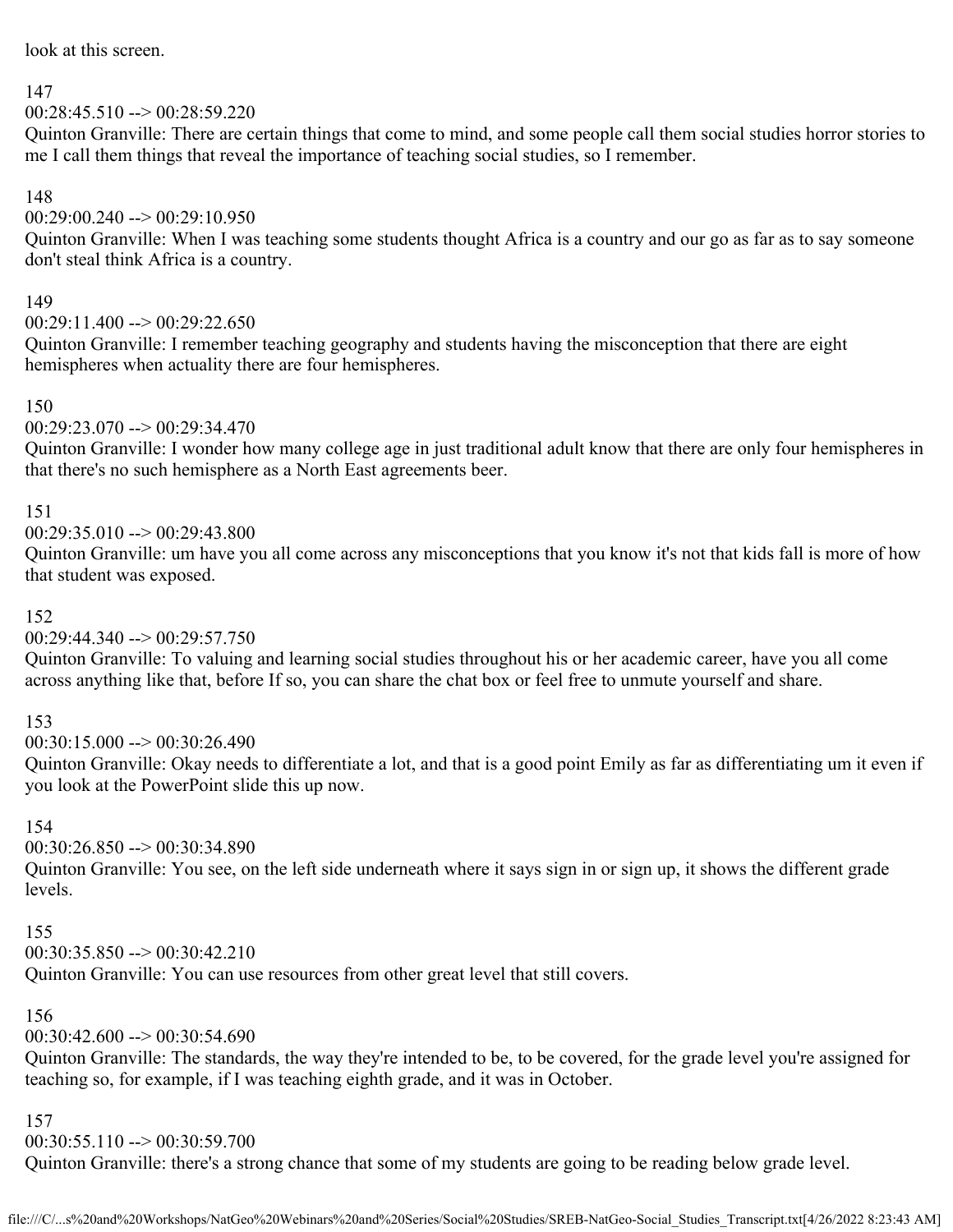look at this screen.

147
00:28:45.510 --> 00:28:59.220
Quinton Granville: There are certain things that come to mind, and some people call them social studies horror stories to me I call them things that reveal the importance of teaching social studies, so I remember.

148
00:29:00.240 --> 00:29:10.950
Quinton Granville: When I was teaching some students thought Africa is a country and our go as far as to say someone don't steal think Africa is a country.

149
00:29:11.400 --> 00:29:22.650
Quinton Granville: I remember teaching geography and students having the misconception that there are eight hemispheres when actuality there are four hemispheres.

150
00:29:23.070 --> 00:29:34.470
Quinton Granville: I wonder how many college age in just traditional adult know that there are only four hemispheres in that there's no such hemisphere as a North East agreements beer.

151
00:29:35.010 --> 00:29:43.800
Quinton Granville: um have you all come across any misconceptions that you know it's not that kids fall is more of how that student was exposed.

152
00:29:44.340 --> 00:29:57.750
Quinton Granville: To valuing and learning social studies throughout his or her academic career, have you all come across anything like that, before If so, you can share the chat box or feel free to unmute yourself and share.

153
00:30:15.000 --> 00:30:26.490
Quinton Granville: Okay needs to differentiate a lot, and that is a good point Emily as far as differentiating um it even if you look at the PowerPoint slide this up now.

154
00:30:26.850 --> 00:30:34.890
Quinton Granville: You see, on the left side underneath where it says sign in or sign up, it shows the different grade levels.

155
00:30:35.850 --> 00:30:42.210
Quinton Granville: You can use resources from other great level that still covers.

156
00:30:42.600 --> 00:30:54.690
Quinton Granville: The standards, the way they're intended to be, to be covered, for the grade level you're assigned for teaching so, for example, if I was teaching eighth grade, and it was in October.

157
00:30:55.110 --> 00:30:59.700
Quinton Granville: there's a strong chance that some of my students are going to be reading below grade level.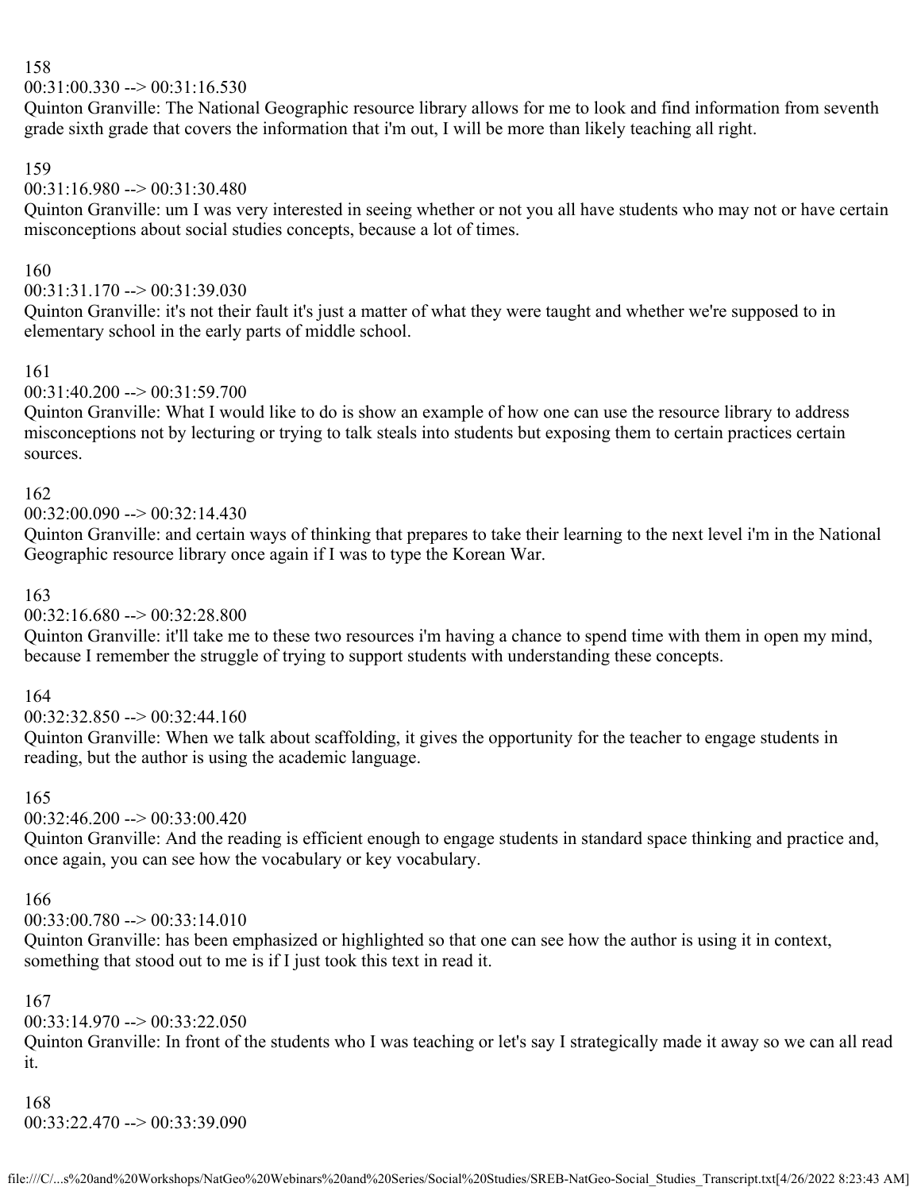158
00:31:00.330 --> 00:31:16.530
Quinton Granville: The National Geographic resource library allows for me to look and find information from seventh grade sixth grade that covers the information that i'm out, I will be more than likely teaching all right.

159
00:31:16.980 --> 00:31:30.480
Quinton Granville: um I was very interested in seeing whether or not you all have students who may not or have certain misconceptions about social studies concepts, because a lot of times.

160
00:31:31.170 --> 00:31:39.030
Quinton Granville: it's not their fault it's just a matter of what they were taught and whether we're supposed to in elementary school in the early parts of middle school.

161
00:31:40.200 --> 00:31:59.700
Quinton Granville: What I would like to do is show an example of how one can use the resource library to address misconceptions not by lecturing or trying to talk steals into students but exposing them to certain practices certain sources.

162
00:32:00.090 --> 00:32:14.430
Quinton Granville: and certain ways of thinking that prepares to take their learning to the next level i'm in the National Geographic resource library once again if I was to type the Korean War.

163
00:32:16.680 --> 00:32:28.800
Quinton Granville: it'll take me to these two resources i'm having a chance to spend time with them in open my mind, because I remember the struggle of trying to support students with understanding these concepts.

164
00:32:32.850 --> 00:32:44.160
Quinton Granville: When we talk about scaffolding, it gives the opportunity for the teacher to engage students in reading, but the author is using the academic language.

165
00:32:46.200 --> 00:33:00.420
Quinton Granville: And the reading is efficient enough to engage students in standard space thinking and practice and, once again, you can see how the vocabulary or key vocabulary.

166
00:33:00.780 --> 00:33:14.010
Quinton Granville: has been emphasized or highlighted so that one can see how the author is using it in context, something that stood out to me is if I just took this text in read it.

167
00:33:14.970 --> 00:33:22.050
Quinton Granville: In front of the students who I was teaching or let's say I strategically made it away so we can all read it.

168
00:33:22.470 --> 00:33:39.090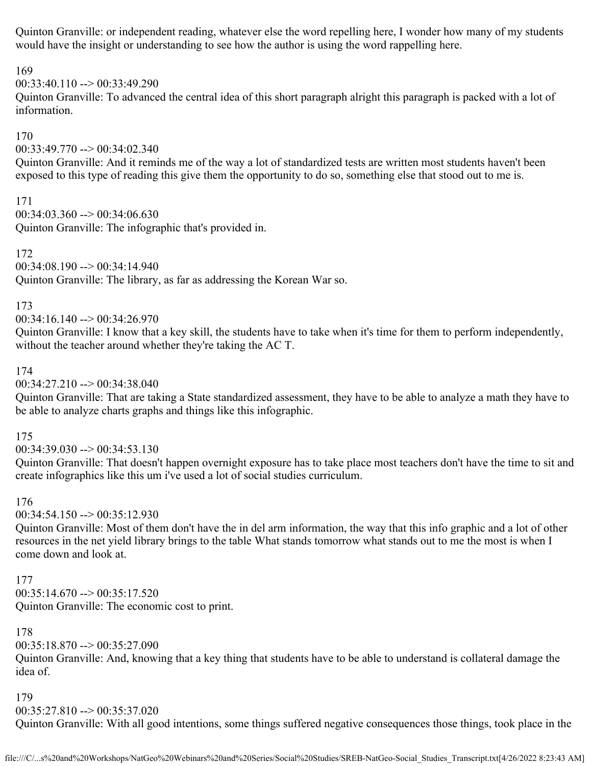Quinton Granville: or independent reading, whatever else the word repelling here, I wonder how many of my students would have the insight or understanding to see how the author is using the word rappelling here.

169
00:33:40.110 --> 00:33:49.290
Quinton Granville: To advanced the central idea of this short paragraph alright this paragraph is packed with a lot of information.

170
00:33:49.770 --> 00:34:02.340
Quinton Granville: And it reminds me of the way a lot of standardized tests are written most students haven't been exposed to this type of reading this give them the opportunity to do so, something else that stood out to me is.

171
00:34:03.360 --> 00:34:06.630
Quinton Granville: The infographic that's provided in.

172
00:34:08.190 --> 00:34:14.940
Quinton Granville: The library, as far as addressing the Korean War so.

173
00:34:16.140 --> 00:34:26.970
Quinton Granville: I know that a key skill, the students have to take when it's time for them to perform independently, without the teacher around whether they're taking the AC T.

174
00:34:27.210 --> 00:34:38.040
Quinton Granville: That are taking a State standardized assessment, they have to be able to analyze a math they have to be able to analyze charts graphs and things like this infographic.

175
00:34:39.030 --> 00:34:53.130
Quinton Granville: That doesn't happen overnight exposure has to take place most teachers don't have the time to sit and create infographics like this um i've used a lot of social studies curriculum.

176
00:34:54.150 --> 00:35:12.930
Quinton Granville: Most of them don't have the in del arm information, the way that this info graphic and a lot of other resources in the net yield library brings to the table What stands tomorrow what stands out to me the most is when I come down and look at.

177
00:35:14.670 --> 00:35:17.520
Quinton Granville: The economic cost to print.

178
00:35:18.870 --> 00:35:27.090
Quinton Granville: And, knowing that a key thing that students have to be able to understand is collateral damage the idea of.

179
00:35:27.810 --> 00:35:37.020
Quinton Granville: With all good intentions, some things suffered negative consequences those things, took place in the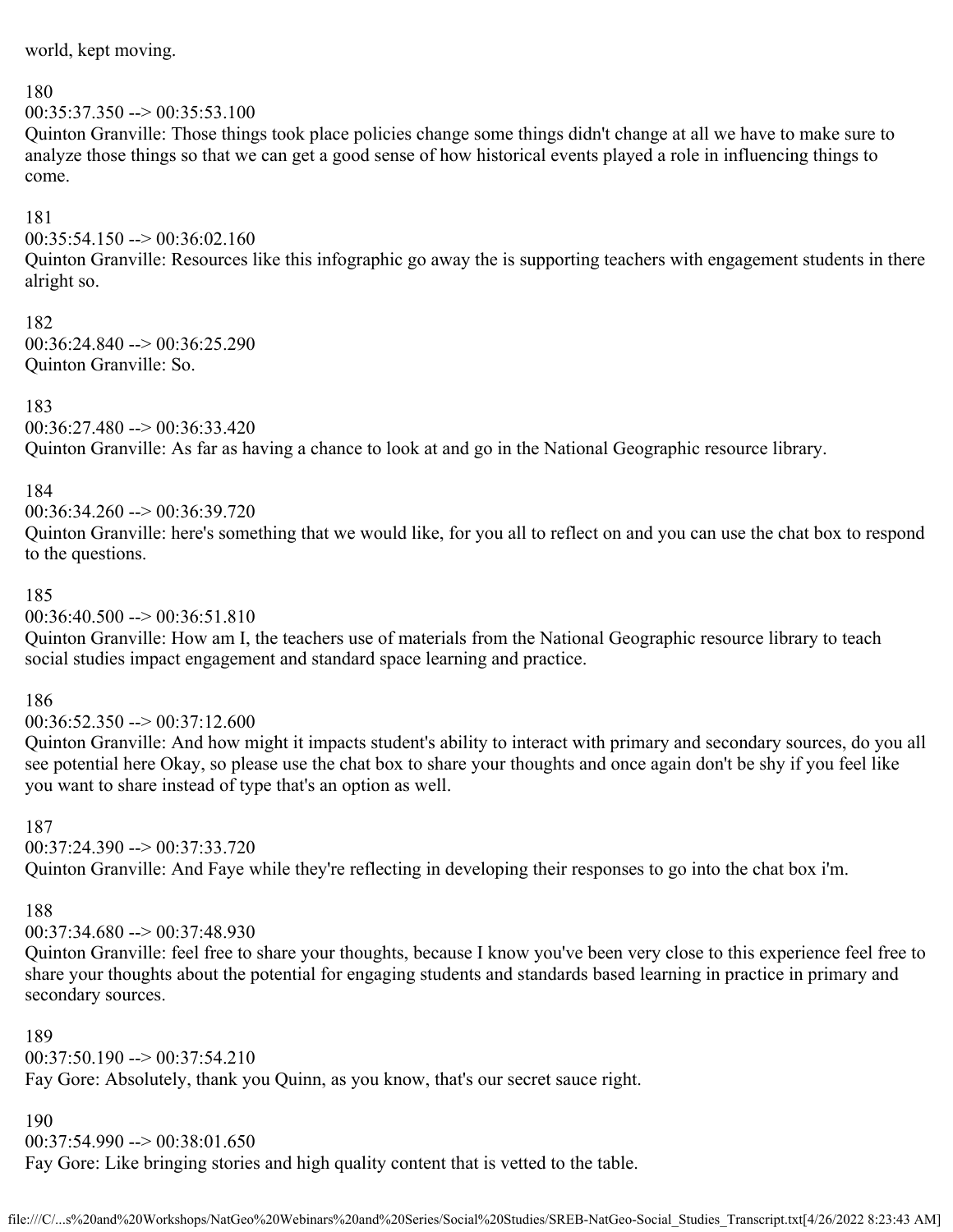world, kept moving.

180
00:35:37.350 --> 00:35:53.100
Quinton Granville: Those things took place policies change some things didn't change at all we have to make sure to analyze those things so that we can get a good sense of how historical events played a role in influencing things to come.

181
00:35:54.150 --> 00:36:02.160
Quinton Granville: Resources like this infographic go away the is supporting teachers with engagement students in there alright so.

182
00:36:24.840 --> 00:36:25.290
Quinton Granville: So.

183
00:36:27.480 --> 00:36:33.420
Quinton Granville: As far as having a chance to look at and go in the National Geographic resource library.

184
00:36:34.260 --> 00:36:39.720
Quinton Granville: here's something that we would like, for you all to reflect on and you can use the chat box to respond to the questions.

185
00:36:40.500 --> 00:36:51.810
Quinton Granville: How am I, the teachers use of materials from the National Geographic resource library to teach social studies impact engagement and standard space learning and practice.

186
00:36:52.350 --> 00:37:12.600
Quinton Granville: And how might it impacts student's ability to interact with primary and secondary sources, do you all see potential here Okay, so please use the chat box to share your thoughts and once again don't be shy if you feel like you want to share instead of type that's an option as well.

187
00:37:24.390 --> 00:37:33.720
Quinton Granville: And Faye while they're reflecting in developing their responses to go into the chat box i'm.

188
00:37:34.680 --> 00:37:48.930
Quinton Granville: feel free to share your thoughts, because I know you've been very close to this experience feel free to share your thoughts about the potential for engaging students and standards based learning in practice in primary and secondary sources.

189
00:37:50.190 --> 00:37:54.210
Fay Gore: Absolutely, thank you Quinn, as you know, that's our secret sauce right.

190
00:37:54.990 --> 00:38:01.650
Fay Gore: Like bringing stories and high quality content that is vetted to the table.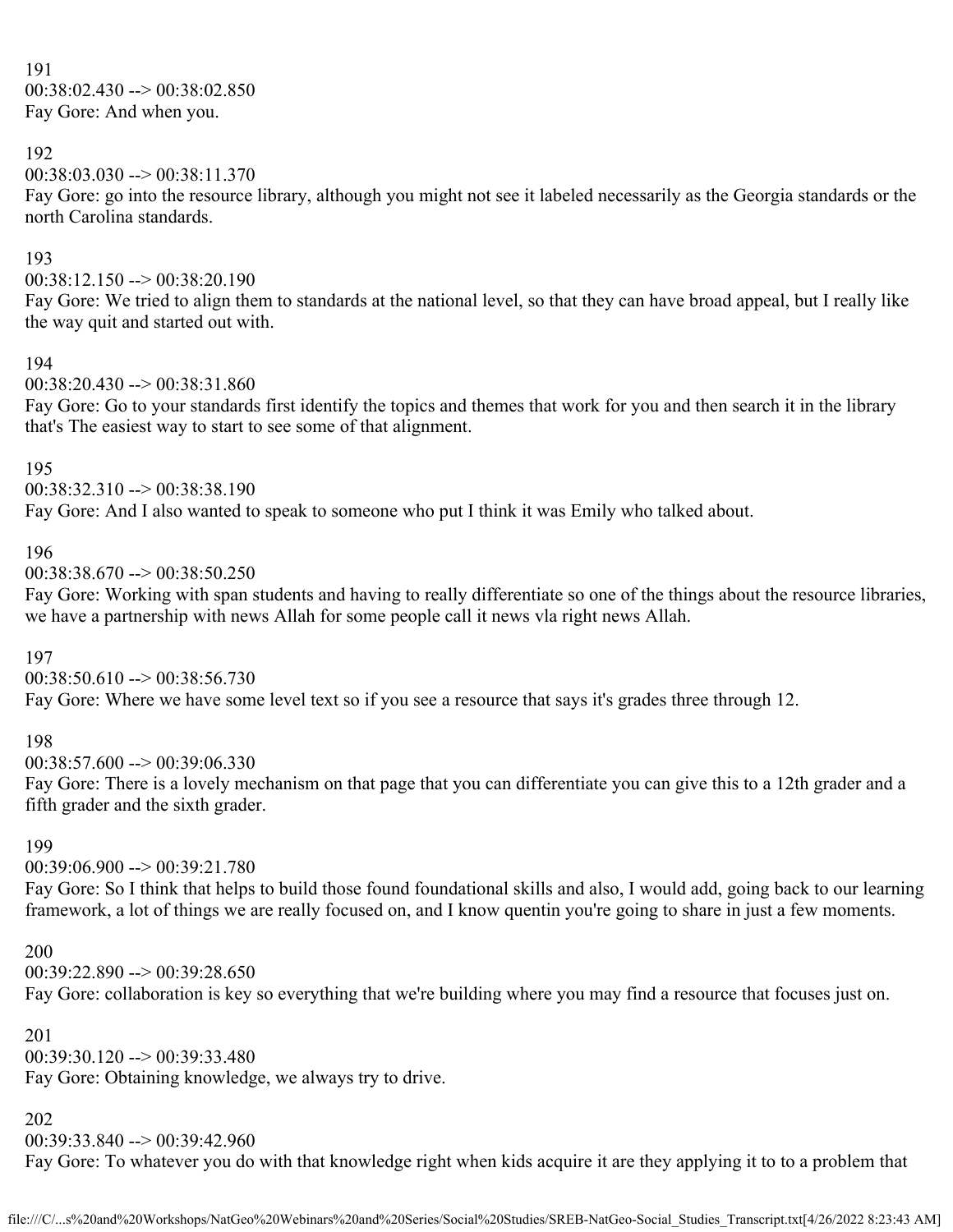191
00:38:02.430 --> 00:38:02.850
Fay Gore: And when you.

192
00:38:03.030 --> 00:38:11.370
Fay Gore: go into the resource library, although you might not see it labeled necessarily as the Georgia standards or the north Carolina standards.

193
00:38:12.150 --> 00:38:20.190
Fay Gore: We tried to align them to standards at the national level, so that they can have broad appeal, but I really like the way quit and started out with.

194
00:38:20.430 --> 00:38:31.860
Fay Gore: Go to your standards first identify the topics and themes that work for you and then search it in the library that's The easiest way to start to see some of that alignment.

195
00:38:32.310 --> 00:38:38.190
Fay Gore: And I also wanted to speak to someone who put I think it was Emily who talked about.

196
00:38:38.670 --> 00:38:50.250
Fay Gore: Working with span students and having to really differentiate so one of the things about the resource libraries, we have a partnership with news Allah for some people call it news vla right news Allah.

197
00:38:50.610 --> 00:38:56.730
Fay Gore: Where we have some level text so if you see a resource that says it's grades three through 12.

198
00:38:57.600 --> 00:39:06.330
Fay Gore: There is a lovely mechanism on that page that you can differentiate you can give this to a 12th grader and a fifth grader and the sixth grader.

199
00:39:06.900 --> 00:39:21.780
Fay Gore: So I think that helps to build those found foundational skills and also, I would add, going back to our learning framework, a lot of things we are really focused on, and I know quentin you're going to share in just a few moments.

200
00:39:22.890 --> 00:39:28.650
Fay Gore: collaboration is key so everything that we're building where you may find a resource that focuses just on.

201
00:39:30.120 --> 00:39:33.480
Fay Gore: Obtaining knowledge, we always try to drive.

202
00:39:33.840 --> 00:39:42.960
Fay Gore: To whatever you do with that knowledge right when kids acquire it are they applying it to to a problem that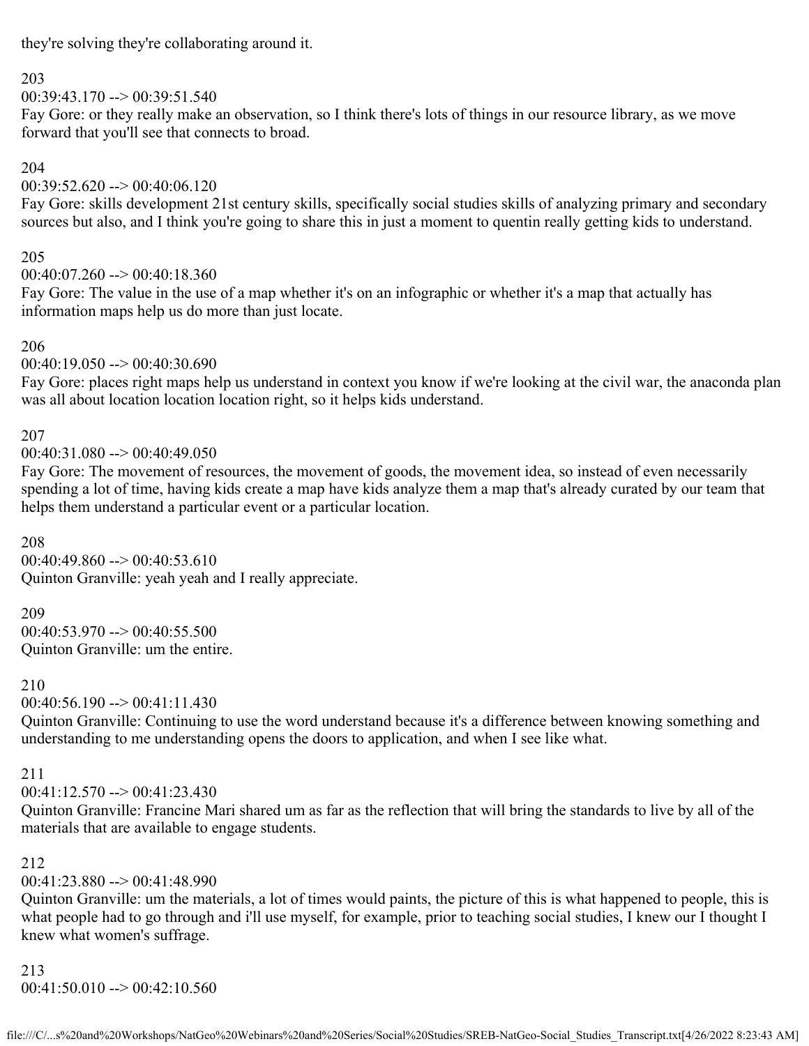they're solving they're collaborating around it.

203
00:39:43.170 --> 00:39:51.540
Fay Gore: or they really make an observation, so I think there's lots of things in our resource library, as we move forward that you'll see that connects to broad.

204
00:39:52.620 --> 00:40:06.120
Fay Gore: skills development 21st century skills, specifically social studies skills of analyzing primary and secondary sources but also, and I think you're going to share this in just a moment to quentin really getting kids to understand.

205
00:40:07.260 --> 00:40:18.360
Fay Gore: The value in the use of a map whether it's on an infographic or whether it's a map that actually has information maps help us do more than just locate.

206
00:40:19.050 --> 00:40:30.690
Fay Gore: places right maps help us understand in context you know if we're looking at the civil war, the anaconda plan was all about location location location right, so it helps kids understand.

207
00:40:31.080 --> 00:40:49.050
Fay Gore: The movement of resources, the movement of goods, the movement idea, so instead of even necessarily spending a lot of time, having kids create a map have kids analyze them a map that's already curated by our team that helps them understand a particular event or a particular location.

208
00:40:49.860 --> 00:40:53.610
Quinton Granville: yeah yeah and I really appreciate.

209
00:40:53.970 --> 00:40:55.500
Quinton Granville: um the entire.

210
00:40:56.190 --> 00:41:11.430
Quinton Granville: Continuing to use the word understand because it's a difference between knowing something and understanding to me understanding opens the doors to application, and when I see like what.

211
00:41:12.570 --> 00:41:23.430
Quinton Granville: Francine Mari shared um as far as the reflection that will bring the standards to live by all of the materials that are available to engage students.

212
00:41:23.880 --> 00:41:48.990
Quinton Granville: um the materials, a lot of times would paints, the picture of this is what happened to people, this is what people had to go through and i'll use myself, for example, prior to teaching social studies, I knew our I thought I knew what women's suffrage.

213
00:41:50.010 --> 00:42:10.560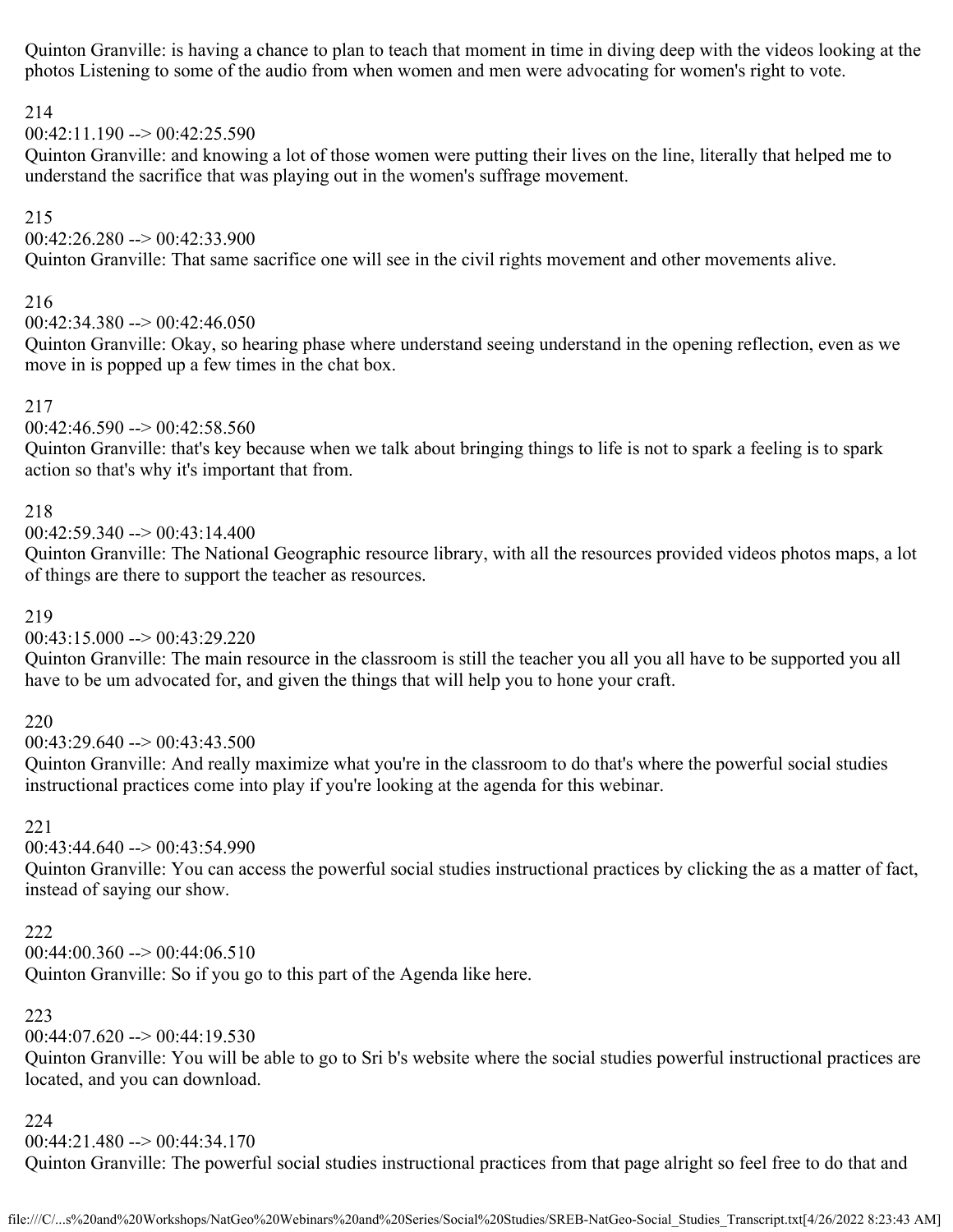Quinton Granville: is having a chance to plan to teach that moment in time in diving deep with the videos looking at the photos Listening to some of the audio from when women and men were advocating for women's right to vote.

214
00:42:11.190 --> 00:42:25.590
Quinton Granville: and knowing a lot of those women were putting their lives on the line, literally that helped me to understand the sacrifice that was playing out in the women's suffrage movement.

215
00:42:26.280 --> 00:42:33.900
Quinton Granville: That same sacrifice one will see in the civil rights movement and other movements alive.

216
00:42:34.380 --> 00:42:46.050
Quinton Granville: Okay, so hearing phase where understand seeing understand in the opening reflection, even as we move in is popped up a few times in the chat box.

217
00:42:46.590 --> 00:42:58.560
Quinton Granville: that's key because when we talk about bringing things to life is not to spark a feeling is to spark action so that's why it's important that from.

218
00:42:59.340 --> 00:43:14.400
Quinton Granville: The National Geographic resource library, with all the resources provided videos photos maps, a lot of things are there to support the teacher as resources.

219
00:43:15.000 --> 00:43:29.220
Quinton Granville: The main resource in the classroom is still the teacher you all you all have to be supported you all have to be um advocated for, and given the things that will help you to hone your craft.

220
00:43:29.640 --> 00:43:43.500
Quinton Granville: And really maximize what you're in the classroom to do that's where the powerful social studies instructional practices come into play if you're looking at the agenda for this webinar.

221
00:43:44.640 --> 00:43:54.990
Quinton Granville: You can access the powerful social studies instructional practices by clicking the as a matter of fact, instead of saying our show.

222
00:44:00.360 --> 00:44:06.510
Quinton Granville: So if you go to this part of the Agenda like here.

223
00:44:07.620 --> 00:44:19.530
Quinton Granville: You will be able to go to Sri b's website where the social studies powerful instructional practices are located, and you can download.

224
00:44:21.480 --> 00:44:34.170
Quinton Granville: The powerful social studies instructional practices from that page alright so feel free to do that and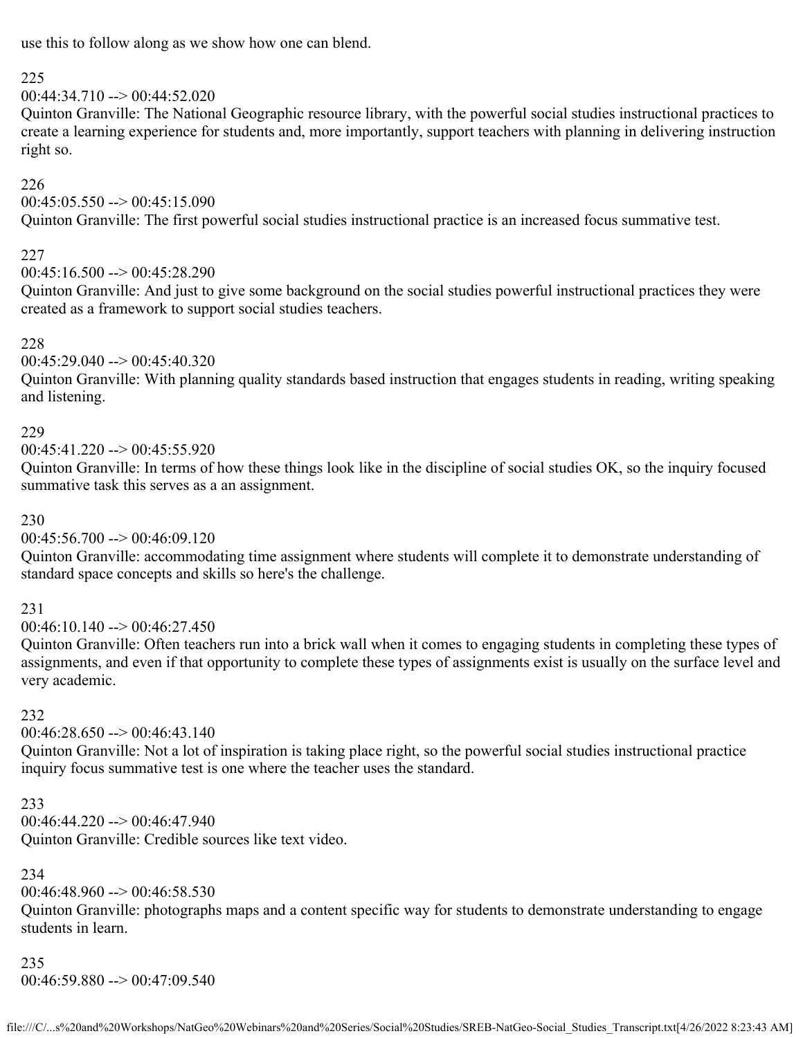use this to follow along as we show how one can blend.

225
00:44:34.710 --> 00:44:52.020
Quinton Granville: The National Geographic resource library, with the powerful social studies instructional practices to create a learning experience for students and, more importantly, support teachers with planning in delivering instruction right so.

226
00:45:05.550 --> 00:45:15.090
Quinton Granville: The first powerful social studies instructional practice is an increased focus summative test.

227
00:45:16.500 --> 00:45:28.290
Quinton Granville: And just to give some background on the social studies powerful instructional practices they were created as a framework to support social studies teachers.

228
00:45:29.040 --> 00:45:40.320
Quinton Granville: With planning quality standards based instruction that engages students in reading, writing speaking and listening.

229
00:45:41.220 --> 00:45:55.920
Quinton Granville: In terms of how these things look like in the discipline of social studies OK, so the inquiry focused summative task this serves as a an assignment.

230
00:45:56.700 --> 00:46:09.120
Quinton Granville: accommodating time assignment where students will complete it to demonstrate understanding of standard space concepts and skills so here's the challenge.

231
00:46:10.140 --> 00:46:27.450
Quinton Granville: Often teachers run into a brick wall when it comes to engaging students in completing these types of assignments, and even if that opportunity to complete these types of assignments exist is usually on the surface level and very academic.

232
00:46:28.650 --> 00:46:43.140
Quinton Granville: Not a lot of inspiration is taking place right, so the powerful social studies instructional practice inquiry focus summative test is one where the teacher uses the standard.

233
00:46:44.220 --> 00:46:47.940
Quinton Granville: Credible sources like text video.

234
00:46:48.960 --> 00:46:58.530
Quinton Granville: photographs maps and a content specific way for students to demonstrate understanding to engage students in learn.

235
00:46:59.880 --> 00:47:09.540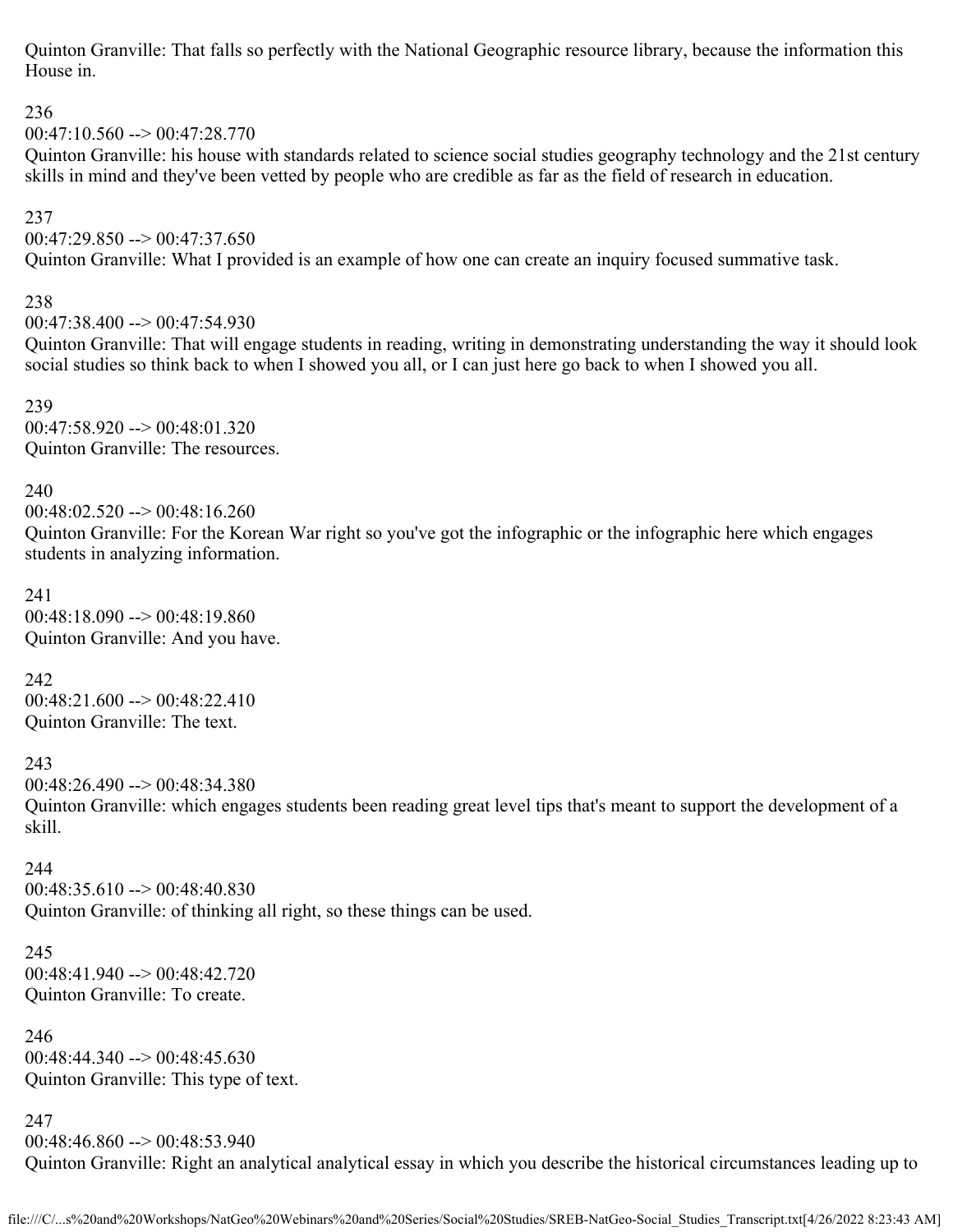Quinton Granville: That falls so perfectly with the National Geographic resource library, because the information this House in.

236
00:47:10.560 --> 00:47:28.770
Quinton Granville: his house with standards related to science social studies geography technology and the 21st century skills in mind and they've been vetted by people who are credible as far as the field of research in education.

237
00:47:29.850 --> 00:47:37.650
Quinton Granville: What I provided is an example of how one can create an inquiry focused summative task.

238
00:47:38.400 --> 00:47:54.930
Quinton Granville: That will engage students in reading, writing in demonstrating understanding the way it should look social studies so think back to when I showed you all, or I can just here go back to when I showed you all.

239
00:47:58.920 --> 00:48:01.320
Quinton Granville: The resources.

240
00:48:02.520 --> 00:48:16.260
Quinton Granville: For the Korean War right so you've got the infographic or the infographic here which engages students in analyzing information.

241
00:48:18.090 --> 00:48:19.860
Quinton Granville: And you have.

242
00:48:21.600 --> 00:48:22.410
Quinton Granville: The text.

243
00:48:26.490 --> 00:48:34.380
Quinton Granville: which engages students been reading great level tips that's meant to support the development of a skill.

244
00:48:35.610 --> 00:48:40.830
Quinton Granville: of thinking all right, so these things can be used.

245
00:48:41.940 --> 00:48:42.720
Quinton Granville: To create.

246
00:48:44.340 --> 00:48:45.630
Quinton Granville: This type of text.

247
00:48:46.860 --> 00:48:53.940
Quinton Granville: Right an analytical analytical essay in which you describe the historical circumstances leading up to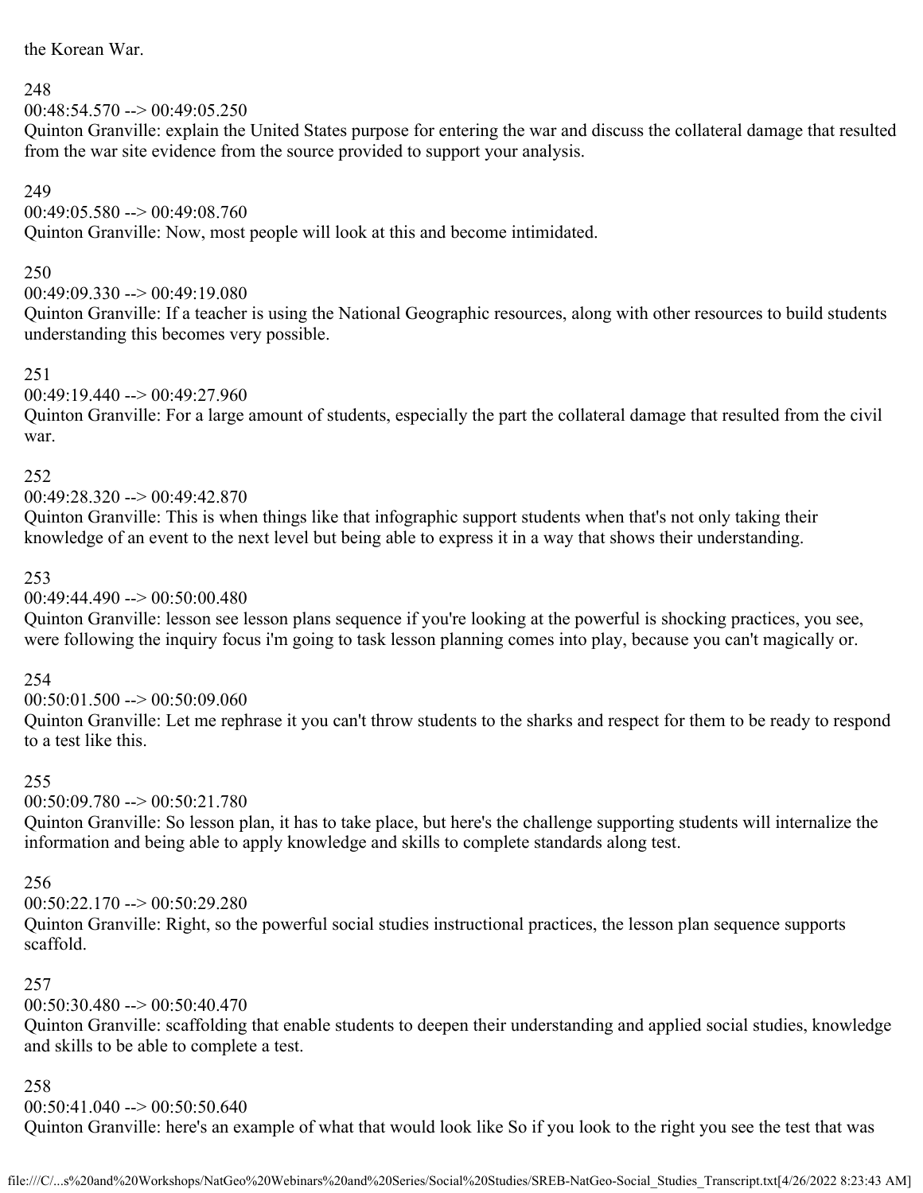the Korean War.

248
00:48:54.570 --> 00:49:05.250
Quinton Granville: explain the United States purpose for entering the war and discuss the collateral damage that resulted from the war site evidence from the source provided to support your analysis.

249
00:49:05.580 --> 00:49:08.760
Quinton Granville: Now, most people will look at this and become intimidated.

250
00:49:09.330 --> 00:49:19.080
Quinton Granville: If a teacher is using the National Geographic resources, along with other resources to build students understanding this becomes very possible.

251
00:49:19.440 --> 00:49:27.960
Quinton Granville: For a large amount of students, especially the part the collateral damage that resulted from the civil war.

252
00:49:28.320 --> 00:49:42.870
Quinton Granville: This is when things like that infographic support students when that's not only taking their knowledge of an event to the next level but being able to express it in a way that shows their understanding.

253
00:49:44.490 --> 00:50:00.480
Quinton Granville: lesson see lesson plans sequence if you're looking at the powerful is shocking practices, you see, were following the inquiry focus i'm going to task lesson planning comes into play, because you can't magically or.

254
00:50:01.500 --> 00:50:09.060
Quinton Granville: Let me rephrase it you can't throw students to the sharks and respect for them to be ready to respond to a test like this.

255
00:50:09.780 --> 00:50:21.780
Quinton Granville: So lesson plan, it has to take place, but here's the challenge supporting students will internalize the information and being able to apply knowledge and skills to complete standards along test.

256
00:50:22.170 --> 00:50:29.280
Quinton Granville: Right, so the powerful social studies instructional practices, the lesson plan sequence supports scaffold.

257
00:50:30.480 --> 00:50:40.470
Quinton Granville: scaffolding that enable students to deepen their understanding and applied social studies, knowledge and skills to be able to complete a test.

258
00:50:41.040 --> 00:50:50.640
Quinton Granville: here's an example of what that would look like So if you look to the right you see the test that was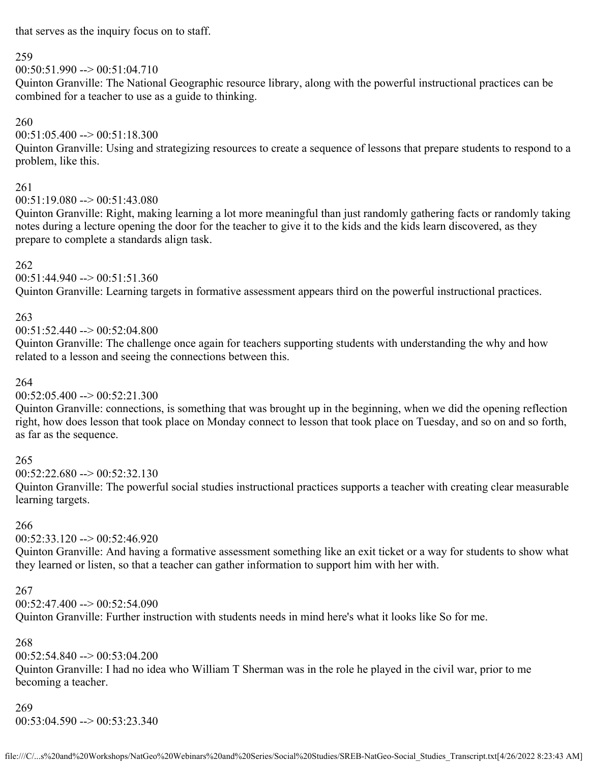that serves as the inquiry focus on to staff.

259
00:50:51.990 --> 00:51:04.710
Quinton Granville: The National Geographic resource library, along with the powerful instructional practices can be combined for a teacher to use as a guide to thinking.

260
00:51:05.400 --> 00:51:18.300
Quinton Granville: Using and strategizing resources to create a sequence of lessons that prepare students to respond to a problem, like this.

261
00:51:19.080 --> 00:51:43.080
Quinton Granville: Right, making learning a lot more meaningful than just randomly gathering facts or randomly taking notes during a lecture opening the door for the teacher to give it to the kids and the kids learn discovered, as they prepare to complete a standards align task.

262
00:51:44.940 --> 00:51:51.360
Quinton Granville: Learning targets in formative assessment appears third on the powerful instructional practices.

263
00:51:52.440 --> 00:52:04.800
Quinton Granville: The challenge once again for teachers supporting students with understanding the why and how related to a lesson and seeing the connections between this.

264
00:52:05.400 --> 00:52:21.300
Quinton Granville: connections, is something that was brought up in the beginning, when we did the opening reflection right, how does lesson that took place on Monday connect to lesson that took place on Tuesday, and so on and so forth, as far as the sequence.

265
00:52:22.680 --> 00:52:32.130
Quinton Granville: The powerful social studies instructional practices supports a teacher with creating clear measurable learning targets.

266
00:52:33.120 --> 00:52:46.920
Quinton Granville: And having a formative assessment something like an exit ticket or a way for students to show what they learned or listen, so that a teacher can gather information to support him with her with.

267
00:52:47.400 --> 00:52:54.090
Quinton Granville: Further instruction with students needs in mind here's what it looks like So for me.

268
00:52:54.840 --> 00:53:04.200
Quinton Granville: I had no idea who William T Sherman was in the role he played in the civil war, prior to me becoming a teacher.

269
00:53:04.590 --> 00:53:23.340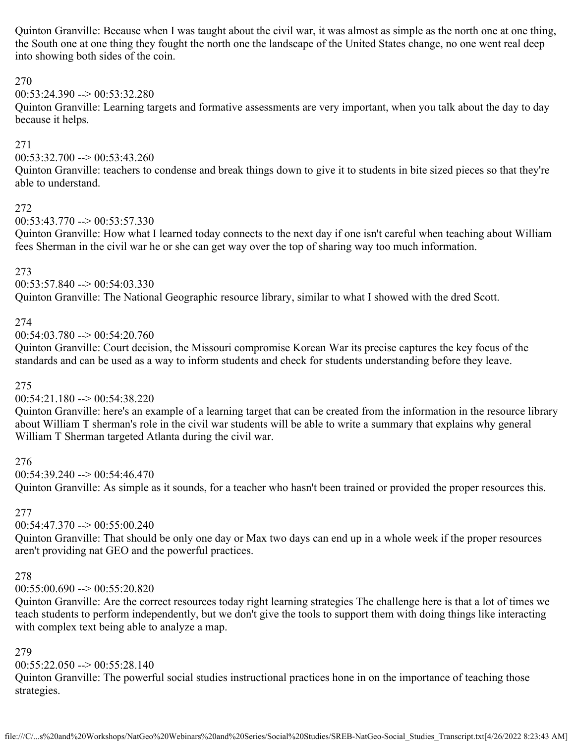Quinton Granville: Because when I was taught about the civil war, it was almost as simple as the north one at one thing, the South one at one thing they fought the north one the landscape of the United States change, no one went real deep into showing both sides of the coin.

270
00:53:24.390 --> 00:53:32.280
Quinton Granville: Learning targets and formative assessments are very important, when you talk about the day to day because it helps.

271
00:53:32.700 --> 00:53:43.260
Quinton Granville: teachers to condense and break things down to give it to students in bite sized pieces so that they're able to understand.

272
00:53:43.770 --> 00:53:57.330
Quinton Granville: How what I learned today connects to the next day if one isn't careful when teaching about William fees Sherman in the civil war he or she can get way over the top of sharing way too much information.

273
00:53:57.840 --> 00:54:03.330
Quinton Granville: The National Geographic resource library, similar to what I showed with the dred Scott.

274
00:54:03.780 --> 00:54:20.760
Quinton Granville: Court decision, the Missouri compromise Korean War its precise captures the key focus of the standards and can be used as a way to inform students and check for students understanding before they leave.

275
00:54:21.180 --> 00:54:38.220
Quinton Granville: here's an example of a learning target that can be created from the information in the resource library about William T sherman's role in the civil war students will be able to write a summary that explains why general William T Sherman targeted Atlanta during the civil war.

276
00:54:39.240 --> 00:54:46.470
Quinton Granville: As simple as it sounds, for a teacher who hasn't been trained or provided the proper resources this.

277
00:54:47.370 --> 00:55:00.240
Quinton Granville: That should be only one day or Max two days can end up in a whole week if the proper resources aren't providing nat GEO and the powerful practices.

278
00:55:00.690 --> 00:55:20.820
Quinton Granville: Are the correct resources today right learning strategies The challenge here is that a lot of times we teach students to perform independently, but we don't give the tools to support them with doing things like interacting with complex text being able to analyze a map.

279
00:55:22.050 --> 00:55:28.140
Quinton Granville: The powerful social studies instructional practices hone in on the importance of teaching those strategies.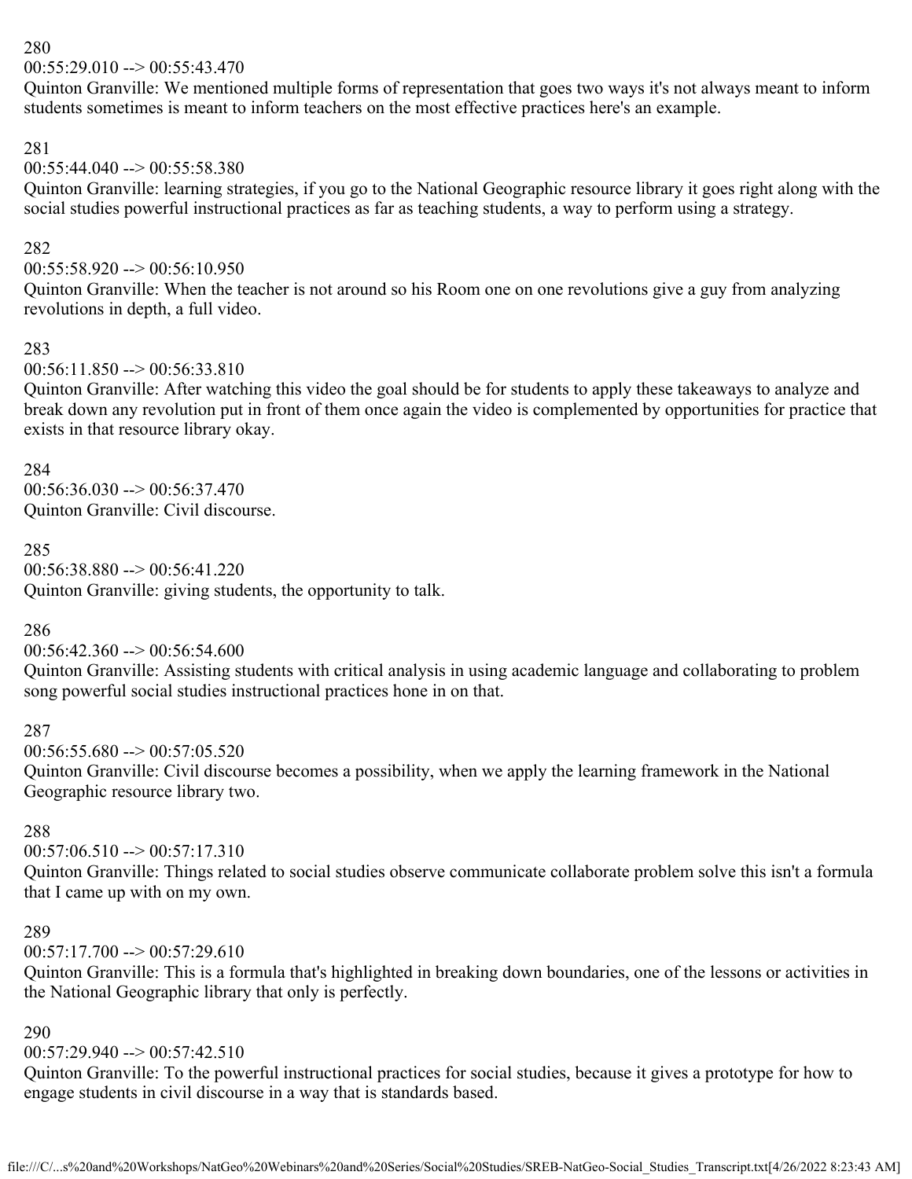280
00:55:29.010 --> 00:55:43.470
Quinton Granville: We mentioned multiple forms of representation that goes two ways it's not always meant to inform students sometimes is meant to inform teachers on the most effective practices here's an example.

281
00:55:44.040 --> 00:55:58.380
Quinton Granville: learning strategies, if you go to the National Geographic resource library it goes right along with the social studies powerful instructional practices as far as teaching students, a way to perform using a strategy.

282
00:55:58.920 --> 00:56:10.950
Quinton Granville: When the teacher is not around so his Room one on one revolutions give a guy from analyzing revolutions in depth, a full video.

283
00:56:11.850 --> 00:56:33.810
Quinton Granville: After watching this video the goal should be for students to apply these takeaways to analyze and break down any revolution put in front of them once again the video is complemented by opportunities for practice that exists in that resource library okay.

284
00:56:36.030 --> 00:56:37.470
Quinton Granville: Civil discourse.

285
00:56:38.880 --> 00:56:41.220
Quinton Granville: giving students, the opportunity to talk.

286
00:56:42.360 --> 00:56:54.600
Quinton Granville: Assisting students with critical analysis in using academic language and collaborating to problem song powerful social studies instructional practices hone in on that.

287
00:56:55.680 --> 00:57:05.520
Quinton Granville: Civil discourse becomes a possibility, when we apply the learning framework in the National Geographic resource library two.

288
00:57:06.510 --> 00:57:17.310
Quinton Granville: Things related to social studies observe communicate collaborate problem solve this isn't a formula that I came up with on my own.

289
00:57:17.700 --> 00:57:29.610
Quinton Granville: This is a formula that's highlighted in breaking down boundaries, one of the lessons or activities in the National Geographic library that only is perfectly.

290
00:57:29.940 --> 00:57:42.510
Quinton Granville: To the powerful instructional practices for social studies, because it gives a prototype for how to engage students in civil discourse in a way that is standards based.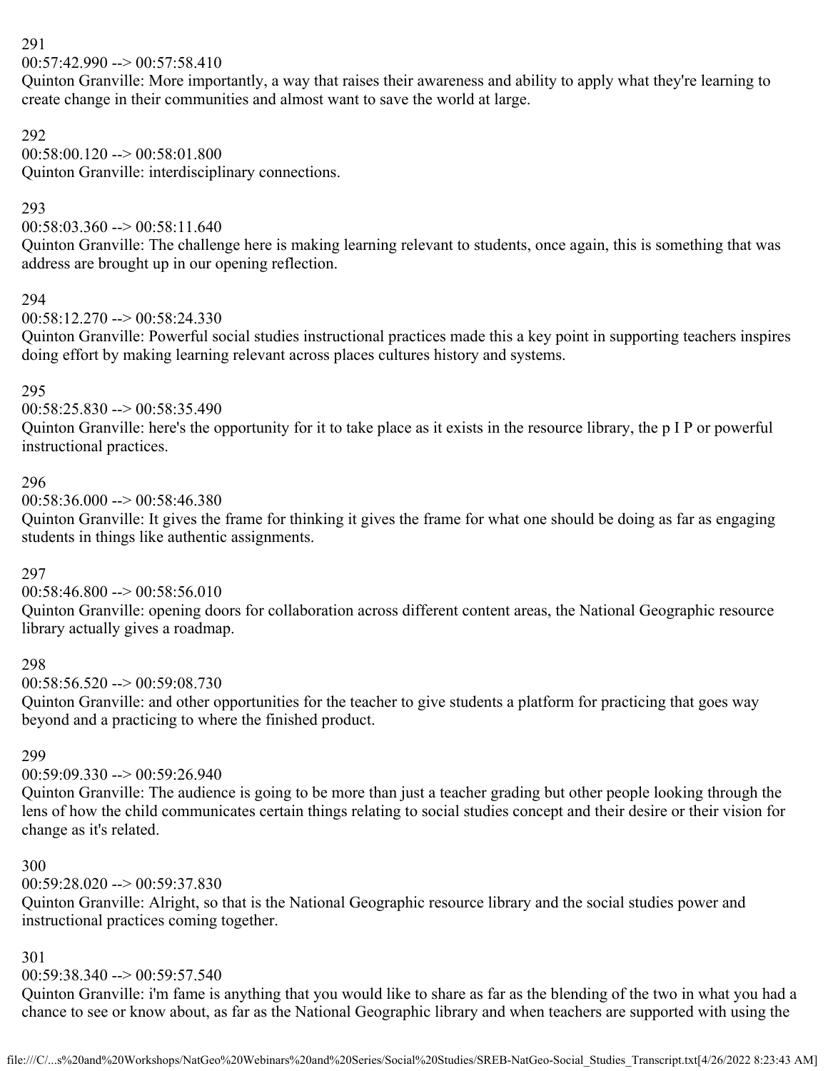291
00:57:42.990 --> 00:57:58.410
Quinton Granville: More importantly, a way that raises their awareness and ability to apply what they're learning to create change in their communities and almost want to save the world at large.

292
00:58:00.120 --> 00:58:01.800
Quinton Granville: interdisciplinary connections.

293
00:58:03.360 --> 00:58:11.640
Quinton Granville: The challenge here is making learning relevant to students, once again, this is something that was address are brought up in our opening reflection.

294
00:58:12.270 --> 00:58:24.330
Quinton Granville: Powerful social studies instructional practices made this a key point in supporting teachers inspires doing effort by making learning relevant across places cultures history and systems.

295
00:58:25.830 --> 00:58:35.490
Quinton Granville: here's the opportunity for it to take place as it exists in the resource library, the p I P or powerful instructional practices.

296
00:58:36.000 --> 00:58:46.380
Quinton Granville: It gives the frame for thinking it gives the frame for what one should be doing as far as engaging students in things like authentic assignments.

297
00:58:46.800 --> 00:58:56.010
Quinton Granville: opening doors for collaboration across different content areas, the National Geographic resource library actually gives a roadmap.

298
00:58:56.520 --> 00:59:08.730
Quinton Granville: and other opportunities for the teacher to give students a platform for practicing that goes way beyond and a practicing to where the finished product.

299
00:59:09.330 --> 00:59:26.940
Quinton Granville: The audience is going to be more than just a teacher grading but other people looking through the lens of how the child communicates certain things relating to social studies concept and their desire or their vision for change as it's related.

300
00:59:28.020 --> 00:59:37.830
Quinton Granville: Alright, so that is the National Geographic resource library and the social studies power and instructional practices coming together.

301
00:59:38.340 --> 00:59:57.540
Quinton Granville: i'm fame is anything that you would like to share as far as the blending of the two in what you had a chance to see or know about, as far as the National Geographic library and when teachers are supported with using the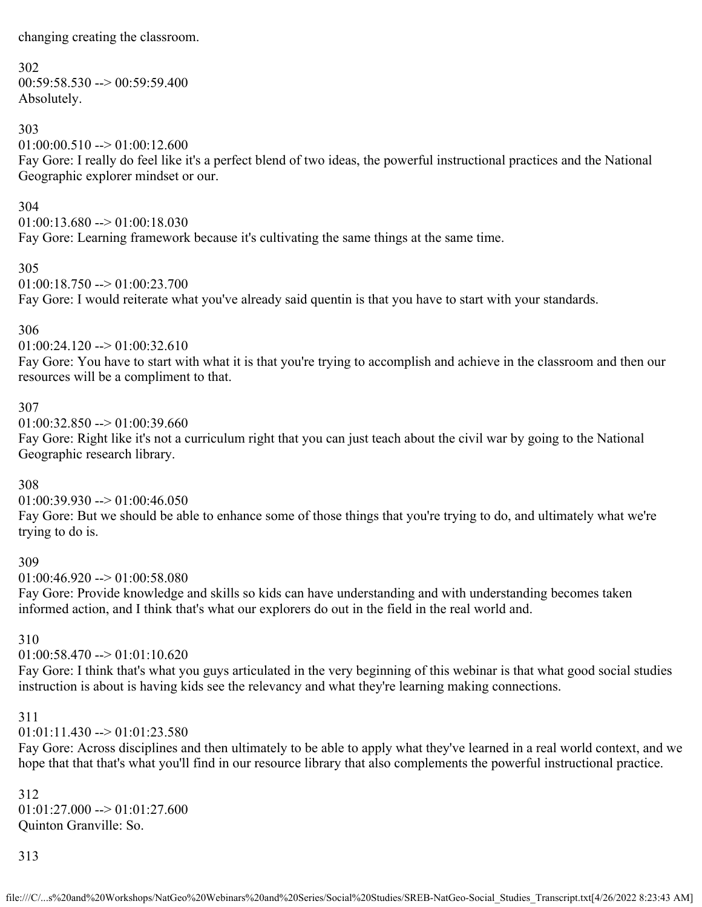changing creating the classroom.

302
00:59:58.530 --> 00:59:59.400
Absolutely.

303
01:00:00.510 --> 01:00:12.600
Fay Gore: I really do feel like it's a perfect blend of two ideas, the powerful instructional practices and the National Geographic explorer mindset or our.

304
01:00:13.680 --> 01:00:18.030
Fay Gore: Learning framework because it's cultivating the same things at the same time.

305
01:00:18.750 --> 01:00:23.700
Fay Gore: I would reiterate what you've already said quentin is that you have to start with your standards.

306
01:00:24.120 --> 01:00:32.610
Fay Gore: You have to start with what it is that you're trying to accomplish and achieve in the classroom and then our resources will be a compliment to that.

307
01:00:32.850 --> 01:00:39.660
Fay Gore: Right like it's not a curriculum right that you can just teach about the civil war by going to the National Geographic research library.

308
01:00:39.930 --> 01:00:46.050
Fay Gore: But we should be able to enhance some of those things that you're trying to do, and ultimately what we're trying to do is.

309
01:00:46.920 --> 01:00:58.080
Fay Gore: Provide knowledge and skills so kids can have understanding and with understanding becomes taken informed action, and I think that's what our explorers do out in the field in the real world and.

310
01:00:58.470 --> 01:01:10.620
Fay Gore: I think that's what you guys articulated in the very beginning of this webinar is that what good social studies instruction is about is having kids see the relevancy and what they're learning making connections.

311
01:01:11.430 --> 01:01:23.580
Fay Gore: Across disciplines and then ultimately to be able to apply what they've learned in a real world context, and we hope that that that's what you'll find in our resource library that also complements the powerful instructional practice.

312
01:01:27.000 --> 01:01:27.600
Quinton Granville: So.

313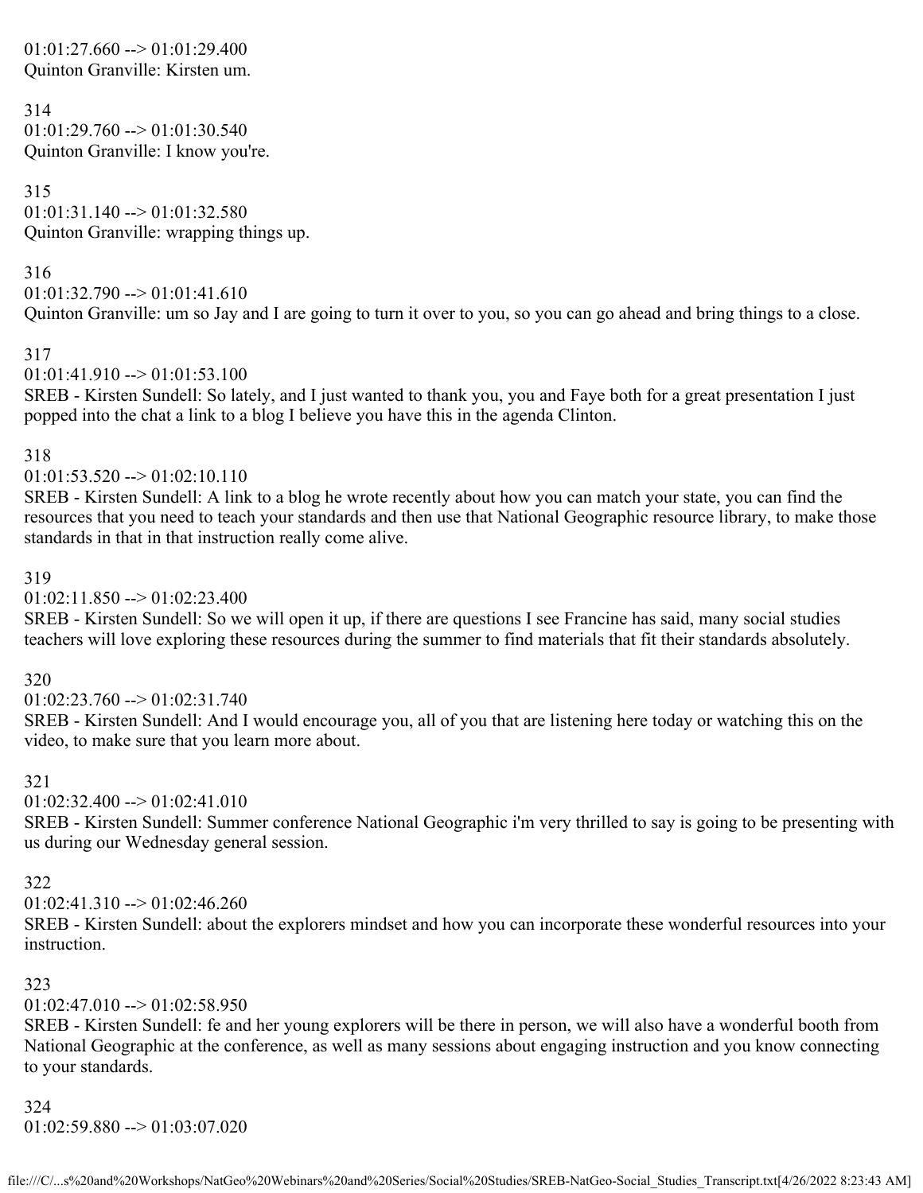01:01:27.660 --> 01:01:29.400
Quinton Granville: Kirsten um.

314
01:01:29.760 --> 01:01:30.540
Quinton Granville: I know you're.

315
01:01:31.140 --> 01:01:32.580
Quinton Granville: wrapping things up.

316
01:01:32.790 --> 01:01:41.610
Quinton Granville: um so Jay and I are going to turn it over to you, so you can go ahead and bring things to a close.

317
01:01:41.910 --> 01:01:53.100
SREB - Kirsten Sundell: So lately, and I just wanted to thank you, you and Faye both for a great presentation I just popped into the chat a link to a blog I believe you have this in the agenda Clinton.

318
01:01:53.520 --> 01:02:10.110
SREB - Kirsten Sundell: A link to a blog he wrote recently about how you can match your state, you can find the resources that you need to teach your standards and then use that National Geographic resource library, to make those standards in that in that instruction really come alive.

319
01:02:11.850 --> 01:02:23.400
SREB - Kirsten Sundell: So we will open it up, if there are questions I see Francine has said, many social studies teachers will love exploring these resources during the summer to find materials that fit their standards absolutely.

320
01:02:23.760 --> 01:02:31.740
SREB - Kirsten Sundell: And I would encourage you, all of you that are listening here today or watching this on the video, to make sure that you learn more about.

321
01:02:32.400 --> 01:02:41.010
SREB - Kirsten Sundell: Summer conference National Geographic i'm very thrilled to say is going to be presenting with us during our Wednesday general session.

322
01:02:41.310 --> 01:02:46.260
SREB - Kirsten Sundell: about the explorers mindset and how you can incorporate these wonderful resources into your instruction.

323
01:02:47.010 --> 01:02:58.950
SREB - Kirsten Sundell: fe and her young explorers will be there in person, we will also have a wonderful booth from National Geographic at the conference, as well as many sessions about engaging instruction and you know connecting to your standards.

324
01:02:59.880 --> 01:03:07.020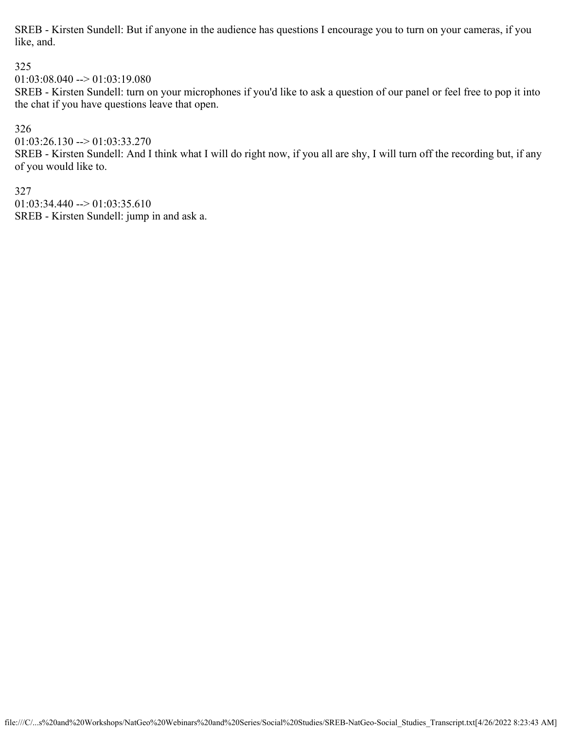SREB - Kirsten Sundell: But if anyone in the audience has questions I encourage you to turn on your cameras, if you like, and.

325
01:03:08.040 --> 01:03:19.080
SREB - Kirsten Sundell: turn on your microphones if you'd like to ask a question of our panel or feel free to pop it into the chat if you have questions leave that open.

326
01:03:26.130 --> 01:03:33.270
SREB - Kirsten Sundell: And I think what I will do right now, if you all are shy, I will turn off the recording but, if any of you would like to.

327
01:03:34.440 --> 01:03:35.610
SREB - Kirsten Sundell: jump in and ask a.